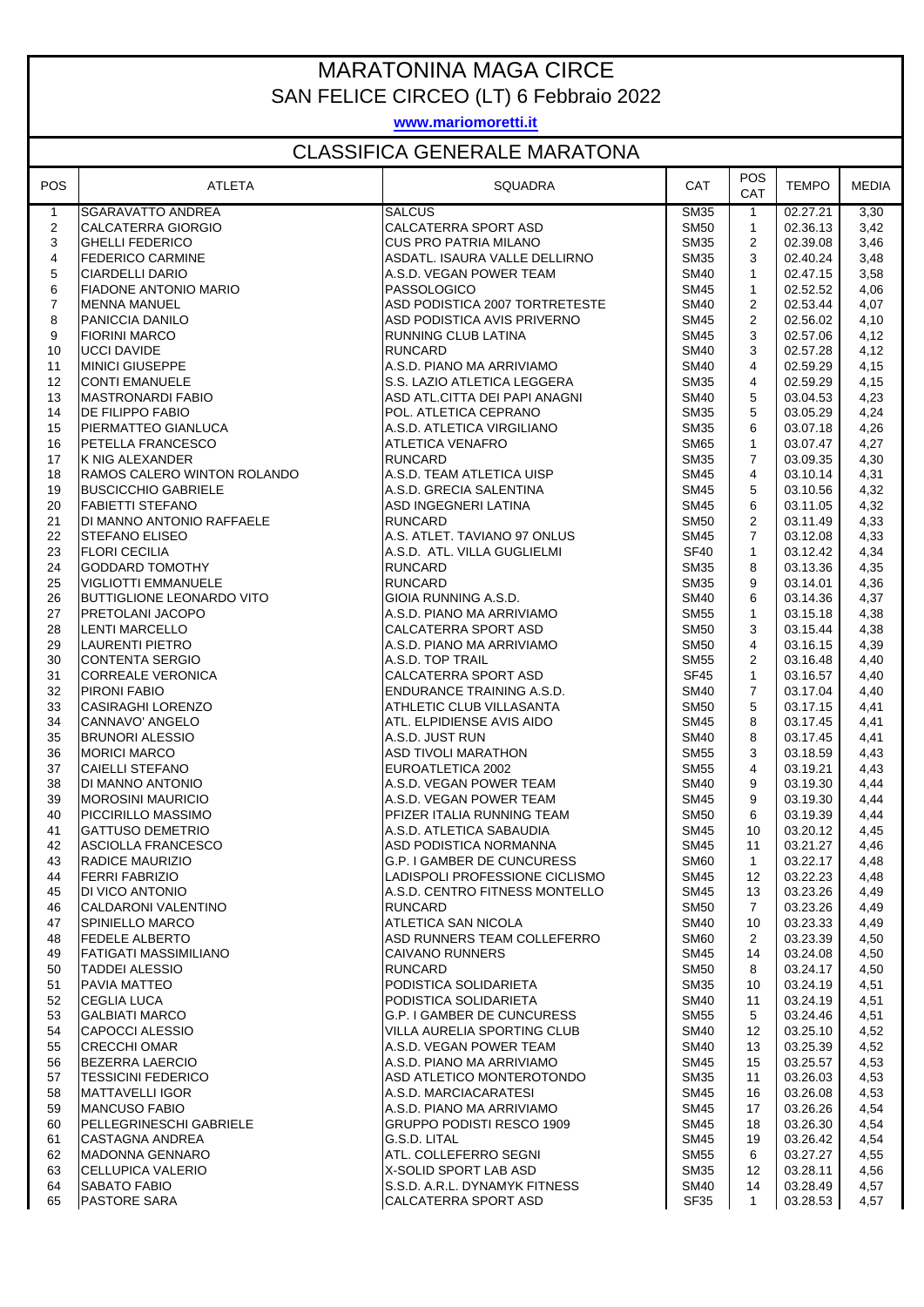# MARATONINA MAGA CIRCE

## SAN FELICE CIRCEO (LT) 6 Febbraio 2022

**www.mariomoretti.it**

## CLASSIFICA GENERALE MARATONA

| POS | ATLETA | SQUADRA | CAT | POS CAT | TEMPO | MEDIA |
|---|---|---|---|---|---|---|
| 1 | SGARAVATTO ANDREA | SALCUS | SM35 | 1 | 02.27.21 | 3,30 |
| 2 | CALCATERRA GIORGIO | CALCATERRA SPORT ASD | SM50 | 1 | 02.36.13 | 3,42 |
| 3 | GHELLI FEDERICO | CUS PRO PATRIA MILANO | SM35 | 2 | 02.39.08 | 3,46 |
| 4 | FEDERICO CARMINE | ASDATL. ISAURA VALLE DELLIRNO | SM35 | 3 | 02.40.24 | 3,48 |
| 5 | CIARDELLI DARIO | A.S.D. VEGAN POWER TEAM | SM40 | 1 | 02.47.15 | 3,58 |
| 6 | FIADONE ANTONIO MARIO | PASSOLOGICO | SM45 | 1 | 02.52.52 | 4,06 |
| 7 | MENNA MANUEL | ASD PODISTICA 2007 TORTRETESTE | SM40 | 2 | 02.53.44 | 4,07 |
| 8 | PANICCIA DANILO | ASD PODISTICA AVIS PRIVERNO | SM45 | 2 | 02.56.02 | 4,10 |
| 9 | FIORINI MARCO | RUNNING CLUB LATINA | SM45 | 3 | 02.57.06 | 4,12 |
| 10 | UCCI DAVIDE | RUNCARD | SM40 | 3 | 02.57.28 | 4,12 |
| 11 | MINICI GIUSEPPE | A.S.D. PIANO MA ARRIVIAMO | SM40 | 4 | 02.59.29 | 4,15 |
| 12 | CONTI EMANUELE | S.S. LAZIO ATLETICA LEGGERA | SM35 | 4 | 02.59.29 | 4,15 |
| 13 | MASTRONARDI FABIO | ASD ATL.CITTA DEI PAPI ANAGNI | SM40 | 5 | 03.04.53 | 4,23 |
| 14 | DE FILIPPO FABIO | POL. ATLETICA CEPRANO | SM35 | 5 | 03.05.29 | 4,24 |
| 15 | PIERMATTEO GIANLUCA | A.S.D. ATLETICA VIRGILIANO | SM35 | 6 | 03.07.18 | 4,26 |
| 16 | PETELLA FRANCESCO | ATLETICA VENAFRO | SM65 | 1 | 03.07.47 | 4,27 |
| 17 | K NIG ALEXANDER | RUNCARD | SM35 | 7 | 03.09.35 | 4,30 |
| 18 | RAMOS CALERO WINTON ROLANDO | A.S.D. TEAM ATLETICA UISP | SM45 | 4 | 03.10.14 | 4,31 |
| 19 | BUSCICCHIO GABRIELE | A.S.D. GRECIA SALENTINA | SM45 | 5 | 03.10.56 | 4,32 |
| 20 | FABIETTI STEFANO | ASD INGEGNERI LATINA | SM45 | 6 | 03.11.05 | 4,32 |
| 21 | DI MANNO ANTONIO RAFFAELE | RUNCARD | SM50 | 2 | 03.11.49 | 4,33 |
| 22 | STEFANO ELISEO | A.S. ATLET. TAVIANO 97 ONLUS | SM45 | 7 | 03.12.08 | 4,33 |
| 23 | FLORI CECILIA | A.S.D. ATL. VILLA GUGLIELMI | SF40 | 1 | 03.12.42 | 4,34 |
| 24 | GODDARD TOMOTHY | RUNCARD | SM35 | 8 | 03.13.36 | 4,35 |
| 25 | VIGLIOTTI EMMANUELE | RUNCARD | SM35 | 9 | 03.14.01 | 4,36 |
| 26 | BUTTIGLIONE LEONARDO VITO | GIOIA RUNNING A.S.D. | SM40 | 6 | 03.14.36 | 4,37 |
| 27 | PRETOLANI JACOPO | A.S.D. PIANO MA ARRIVIAMO | SM55 | 1 | 03.15.18 | 4,38 |
| 28 | LENTI MARCELLO | CALCATERRA SPORT ASD | SM50 | 3 | 03.15.44 | 4,38 |
| 29 | LAURENTI PIETRO | A.S.D. PIANO MA ARRIVIAMO | SM50 | 4 | 03.16.15 | 4,39 |
| 30 | CONTENTA SERGIO | A.S.D. TOP TRAIL | SM55 | 2 | 03.16.48 | 4,40 |
| 31 | CORREALE VERONICA | CALCATERRA SPORT ASD | SF45 | 1 | 03.16.57 | 4,40 |
| 32 | PIRONI FABIO | ENDURANCE TRAINING A.S.D. | SM40 | 7 | 03.17.04 | 4,40 |
| 33 | CASIRAGHI LORENZO | ATHLETIC CLUB VILLASANTA | SM50 | 5 | 03.17.15 | 4,41 |
| 34 | CANNAVO' ANGELO | ATL. ELPIDIENSE AVIS AIDO | SM45 | 8 | 03.17.45 | 4,41 |
| 35 | BRUNORI ALESSIO | A.S.D. JUST RUN | SM40 | 8 | 03.17.45 | 4,41 |
| 36 | MORICI MARCO | ASD TIVOLI MARATHON | SM55 | 3 | 03.18.59 | 4,43 |
| 37 | CAIELLI STEFANO | EUROATLETICA 2002 | SM55 | 4 | 03.19.21 | 4,43 |
| 38 | DI MANNO ANTONIO | A.S.D. VEGAN POWER TEAM | SM40 | 9 | 03.19.30 | 4,44 |
| 39 | MOROSINI MAURICIO | A.S.D. VEGAN POWER TEAM | SM45 | 9 | 03.19.30 | 4,44 |
| 40 | PICCIRILLO MASSIMO | PFIZER ITALIA RUNNING TEAM | SM50 | 6 | 03.19.39 | 4,44 |
| 41 | GATTUSO DEMETRIO | A.S.D. ATLETICA SABAUDIA | SM45 | 10 | 03.20.12 | 4,45 |
| 42 | ASCIOLLA FRANCESCO | ASD PODISTICA NORMANNA | SM45 | 11 | 03.21.27 | 4,46 |
| 43 | RADICE MAURIZIO | G.P. I GAMBER DE CUNCURESS | SM60 | 1 | 03.22.17 | 4,48 |
| 44 | FERRI FABRIZIO | LADISPOLI PROFESSIONE CICLISMO | SM45 | 12 | 03.22.23 | 4,48 |
| 45 | DI VICO ANTONIO | A.S.D. CENTRO FITNESS MONTELLO | SM45 | 13 | 03.23.26 | 4,49 |
| 46 | CALDARONI VALENTINO | RUNCARD | SM50 | 7 | 03.23.26 | 4,49 |
| 47 | SPINIELLO MARCO | ATLETICA SAN NICOLA | SM40 | 10 | 03.23.33 | 4,49 |
| 48 | FEDELE ALBERTO | ASD RUNNERS TEAM COLLEFERRO | SM60 | 2 | 03.23.39 | 4,50 |
| 49 | FATIGATI MASSIMILIANO | CAIVANO RUNNERS | SM45 | 14 | 03.24.08 | 4,50 |
| 50 | TADDEI ALESSIO | RUNCARD | SM50 | 8 | 03.24.17 | 4,50 |
| 51 | PAVIA MATTEO | PODISTICA SOLIDARIETA | SM35 | 10 | 03.24.19 | 4,51 |
| 52 | CEGLIA LUCA | PODISTICA SOLIDARIETA | SM40 | 11 | 03.24.19 | 4,51 |
| 53 | GALBIATI MARCO | G.P. I GAMBER DE CUNCURESS | SM55 | 5 | 03.24.46 | 4,51 |
| 54 | CAPOCCI ALESSIO | VILLA AURELIA SPORTING CLUB | SM40 | 12 | 03.25.10 | 4,52 |
| 55 | CRECCHI OMAR | A.S.D. VEGAN POWER TEAM | SM40 | 13 | 03.25.39 | 4,52 |
| 56 | BEZERRA LAERCIO | A.S.D. PIANO MA ARRIVIAMO | SM45 | 15 | 03.25.57 | 4,53 |
| 57 | TESSICINI FEDERICO | ASD ATLETICO MONTEROTONDO | SM35 | 11 | 03.26.03 | 4,53 |
| 58 | MATTAVELLI IGOR | A.S.D. MARCIACARATESI | SM45 | 16 | 03.26.08 | 4,53 |
| 59 | MANCUSO FABIO | A.S.D. PIANO MA ARRIVIAMO | SM45 | 17 | 03.26.26 | 4,54 |
| 60 | PELLEGRINESCHI GABRIELE | GRUPPO PODISTI RESCO 1909 | SM45 | 18 | 03.26.30 | 4,54 |
| 61 | CASTAGNA ANDREA | G.S.D. LITAL | SM45 | 19 | 03.26.42 | 4,54 |
| 62 | MADONNA GENNARO | ATL. COLLEFERRO SEGNI | SM55 | 6 | 03.27.27 | 4,55 |
| 63 | CELLUPICA VALERIO | X-SOLID SPORT LAB ASD | SM35 | 12 | 03.28.11 | 4,56 |
| 64 | SABATO FABIO | S.S.D. A.R.L. DYNAMYK FITNESS | SM40 | 14 | 03.28.49 | 4,57 |
| 65 | PASTORE SARA | CALCATERRA SPORT ASD | SF35 | 1 | 03.28.53 | 4,57 |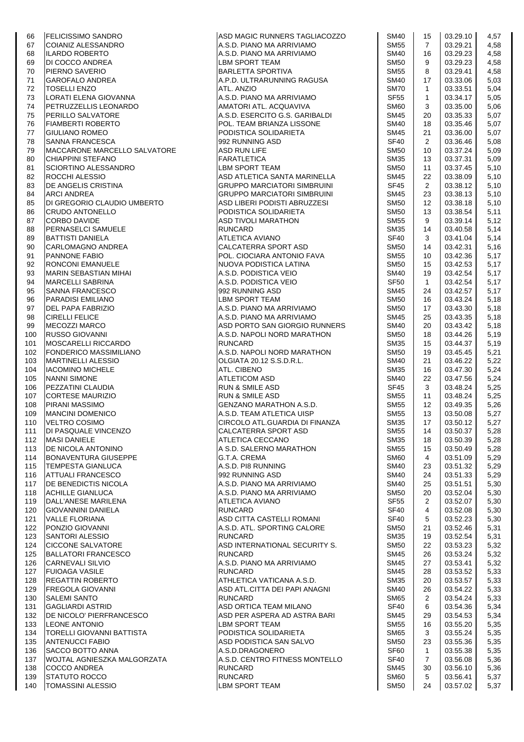| | | | | | | |
|---|---|---|---|---|---|---|
| 66 | FELICISSIMO SANDRO | ASD MAGIC RUNNERS TAGLIACOZZO | SM40 | 15 | 03.29.10 | 4,57 |
| 67 | COIANIZ ALESSANDRO | A.S.D. PIANO MA ARRIVIAMO | SM55 | 7 | 03.29.21 | 4,58 |
| 68 | ILARDO ROBERTO | A.S.D. PIANO MA ARRIVIAMO | SM40 | 16 | 03.29.23 | 4,58 |
| 69 | DI COCCO ANDREA | LBM SPORT TEAM | SM50 | 9 | 03.29.23 | 4,58 |
| 70 | PIERNO SAVERIO | BARLETTA SPORTIVA | SM55 | 8 | 03.29.41 | 4,58 |
| 71 | GAROFALO ANDREA | A.P.D. ULTRARUNNING RAGUSA | SM40 | 17 | 03.33.06 | 5,03 |
| 72 | TOSELLI ENZO | ATL. ANZIO | SM70 | 1 | 03.33.51 | 5,04 |
| 73 | LORATI ELENA GIOVANNA | A.S.D. PIANO MA ARRIVIAMO | SF55 | 1 | 03.34.17 | 5,05 |
| 74 | PETRUZZELLIS LEONARDO | AMATORI ATL. ACQUAVIVA | SM60 | 3 | 03.35.00 | 5,06 |
| 75 | PERILLO SALVATORE | A.S.D. ESERCITO G.S. GARIBALDI | SM45 | 20 | 03.35.33 | 5,07 |
| 76 | FIAMBERTI ROBERTO | POL. TEAM BRIANZA LISSONE | SM40 | 18 | 03.35.46 | 5,07 |
| 77 | GIULIANO ROMEO | PODISTICA SOLIDARIETA | SM45 | 21 | 03.36.00 | 5,07 |
| 78 | SANNA FRANCESCA | 992 RUNNING ASD | SF40 | 2 | 03.36.46 | 5,08 |
| 79 | MACCARONE MARCELLO SALVATORE | ASD RUN LIFE | SM50 | 10 | 03.37.24 | 5,09 |
| 80 | CHIAPPINI STEFANO | FARATLETICA | SM35 | 13 | 03.37.31 | 5,09 |
| 81 | SCIORTINO ALESSANDRO | LBM SPORT TEAM | SM50 | 11 | 03.37.45 | 5,10 |
| 82 | ROCCHI ALESSIO | ASD ATLETICA SANTA MARINELLA | SM45 | 22 | 03.38.09 | 5,10 |
| 83 | DE ANGELIS CRISTINA | GRUPPO MARCIATORI SIMBRUINI | SF45 | 2 | 03.38.12 | 5,10 |
| 84 | ARCI ANDREA | GRUPPO MARCIATORI SIMBRUINI | SM45 | 23 | 03.38.13 | 5,10 |
| 85 | DI GREGORIO CLAUDIO UMBERTO | ASD LIBERI PODISTI ABRUZZESI | SM50 | 12 | 03.38.18 | 5,10 |
| 86 | CRUDO ANTONELLO | PODISTICA SOLIDARIETA | SM50 | 13 | 03.38.54 | 5,11 |
| 87 | CORBO DAVIDE | ASD TIVOLI MARATHON | SM55 | 9 | 03.39.14 | 5,12 |
| 88 | PERNASELCI SAMUELE | RUNCARD | SM35 | 14 | 03.40.58 | 5,14 |
| 89 | BATTISTI DANIELA | ATLETICA AVIANO | SF40 | 3 | 03.41.04 | 5,14 |
| 90 | CARLOMAGNO ANDREA | CALCATERRA SPORT ASD | SM50 | 14 | 03.42.31 | 5,16 |
| 91 | PANNONE FABIO | POL. CIOCIARA ANTONIO FAVA | SM55 | 10 | 03.42.36 | 5,17 |
| 92 | RONCONI EMANUELE | NUOVA PODISTICA LATINA | SM50 | 15 | 03.42.53 | 5,17 |
| 93 | MARIN SEBASTIAN MIHAI | A.S.D. PODISTICA VEIO | SM40 | 19 | 03.42.54 | 5,17 |
| 94 | MARCELLI SABRINA | A.S.D. PODISTICA VEIO | SF50 | 1 | 03.42.54 | 5,17 |
| 95 | SANNA FRANCESCO | 992 RUNNING ASD | SM45 | 24 | 03.42.57 | 5,17 |
| 96 | PARADISI EMILIANO | LBM SPORT TEAM | SM50 | 16 | 03.43.24 | 5,18 |
| 97 | DEL PAPA FABRIZIO | A.S.D. PIANO MA ARRIVIAMO | SM50 | 17 | 03.43.30 | 5,18 |
| 98 | CIRELLI FELICE | A.S.D. PIANO MA ARRIVIAMO | SM45 | 25 | 03.43.35 | 5,18 |
| 99 | MECOZZI MARCO | ASD PORTO SAN GIORGIO RUNNERS | SM40 | 20 | 03.43.42 | 5,18 |
| 100 | RUSSO GIOVANNI | A.S.D. NAPOLI NORD MARATHON | SM50 | 18 | 03.44.26 | 5,19 |
| 101 | MOSCARELLI RICCARDO | RUNCARD | SM35 | 15 | 03.44.37 | 5,19 |
| 102 | FONDERICO MASSIMILIANO | A.S.D. NAPOLI NORD MARATHON | SM50 | 19 | 03.45.45 | 5,21 |
| 103 | MARTINELLI ALESSIO | OLGIATA 20.12 S.S.D.R.L. | SM40 | 21 | 03.46.22 | 5,22 |
| 104 | IACOMINO MICHELE | ATL. CIBENO | SM35 | 16 | 03.47.30 | 5,24 |
| 105 | NANNI SIMONE | ATLETICOM ASD | SM40 | 22 | 03.47.56 | 5,24 |
| 106 | PEZZATINI CLAUDIA | RUN & SMILE ASD | SF45 | 3 | 03.48.24 | 5,25 |
| 107 | CORTESE MAURIZIO | RUN & SMILE ASD | SM55 | 11 | 03.48.24 | 5,25 |
| 108 | PIRANI MASSIMO | GENZANO MARATHON A.S.D. | SM55 | 12 | 03.49.35 | 5,26 |
| 109 | MANCINI DOMENICO | A.S.D. TEAM ATLETICA UISP | SM55 | 13 | 03.50.08 | 5,27 |
| 110 | VELTRO COSIMO | CIRCOLO ATL.GUARDIA DI FINANZA | SM35 | 17 | 03.50.12 | 5,27 |
| 111 | DI PASQUALE VINCENZO | CALCATERRA SPORT ASD | SM55 | 14 | 03.50.37 | 5,28 |
| 112 | MASI DANIELE | ATLETICA CECCANO | SM35 | 18 | 03.50.39 | 5,28 |
| 113 | DE NICOLA ANTONINO | A S.D. SALERNO MARATHON | SM55 | 15 | 03.50.49 | 5,28 |
| 114 | BONAVENTURA GIUSEPPE | G.T.A. CREMA | SM60 | 4 | 03.51.09 | 5,29 |
| 115 | TEMPESTA GIANLUCA | A.S.D. PI8 RUNNING | SM40 | 23 | 03.51.32 | 5,29 |
| 116 | ATTUALI FRANCESCO | 992 RUNNING ASD | SM40 | 24 | 03.51.33 | 5,29 |
| 117 | DE BENEDICTIS NICOLA | A.S.D. PIANO MA ARRIVIAMO | SM40 | 25 | 03.51.51 | 5,30 |
| 118 | ACHILLE GIANLUCA | A.S.D. PIANO MA ARRIVIAMO | SM50 | 20 | 03.52.04 | 5,30 |
| 119 | DALL'ANESE MARILENA | ATLETICA AVIANO | SF55 | 2 | 03.52.07 | 5,30 |
| 120 | GIOVANNINI DANIELA | RUNCARD | SF40 | 4 | 03.52.08 | 5,30 |
| 121 | VALLE FLORIANA | ASD CITTA CASTELLI ROMANI | SF40 | 5 | 03.52.23 | 5,30 |
| 122 | PONZIO GIOVANNI | A.S.D. ATL. SPORTING CALORE | SM50 | 21 | 03.52.46 | 5,31 |
| 123 | SANTORI ALESSIO | RUNCARD | SM35 | 19 | 03.52.54 | 5,31 |
| 124 | CICCONE SALVATORE | ASD INTERNATIONAL SECURITY S. | SM50 | 22 | 03.53.23 | 5,32 |
| 125 | BALLATORI FRANCESCO | RUNCARD | SM45 | 26 | 03.53.24 | 5,32 |
| 126 | CARNEVALI SILVIO | A.S.D. PIANO MA ARRIVIAMO | SM45 | 27 | 03.53.41 | 5,32 |
| 127 | FUIOAGA VASILE | RUNCARD | SM45 | 28 | 03.53.52 | 5,33 |
| 128 | REGATTIN ROBERTO | ATHLETICA VATICANA A.S.D. | SM35 | 20 | 03.53.57 | 5,33 |
| 129 | FREGOLA GIOVANNI | ASD ATL.CITTA DEI PAPI ANAGNI | SM40 | 26 | 03.54.22 | 5,33 |
| 130 | SALEMI SANTO | RUNCARD | SM65 | 2 | 03.54.24 | 5,33 |
| 131 | GAGLIARDI ASTRID | ASD ORTICA TEAM MILANO | SF40 | 6 | 03.54.36 | 5,34 |
| 132 | DE NICOLO' PIERFRANCESCO | ASD PER ASPERA AD ASTRA BARI | SM45 | 29 | 03.54.53 | 5,34 |
| 133 | LEONE ANTONIO | LBM SPORT TEAM | SM55 | 16 | 03.55.20 | 5,35 |
| 134 | TORELLI GIOVANNI BATTISTA | PODISTICA SOLIDARIETA | SM65 | 3 | 03.55.24 | 5,35 |
| 135 | ANTENUCCI FABIO | ASD PODISTICA SAN SALVO | SM50 | 23 | 03.55.36 | 5,35 |
| 136 | SACCO BOTTO ANNA | A.S.D.DRAGONERO | SF60 | 1 | 03.55.38 | 5,35 |
| 137 | WOJTAL AGNIESZKA MALGORZATA | A.S.D. CENTRO FITNESS MONTELLO | SF40 | 7 | 03.56.08 | 5,36 |
| 138 | COCCO ANDREA | RUNCARD | SM45 | 30 | 03.56.10 | 5,36 |
| 139 | STATUTO ROCCO | RUNCARD | SM60 | 5 | 03.56.41 | 5,37 |
| 140 | TOMASSINI ALESSIO | LBM SPORT TEAM | SM50 | 24 | 03.57.02 | 5,37 |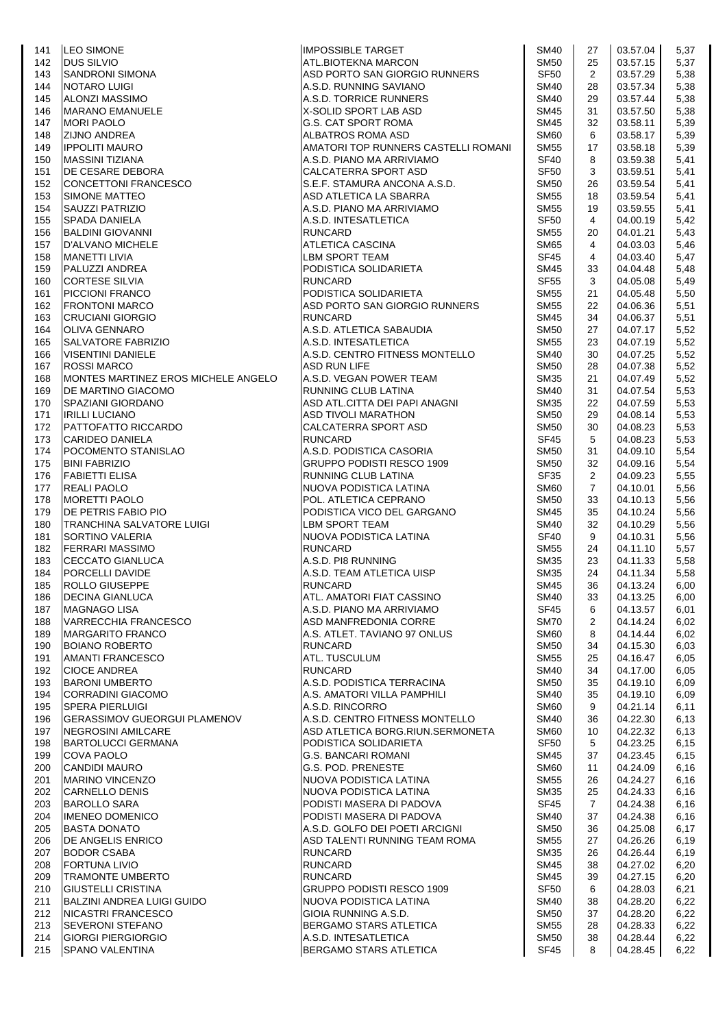| | | | | | | |
|---|---|---|---|---|---|---|
| 141 | LEO SIMONE | IMPOSSIBLE TARGET | SM40 | 27 | 03.57.04 | 5,37 |
| 142 | DUS SILVIO | ATL.BIOTEKNA MARCON | SM50 | 25 | 03.57.15 | 5,37 |
| 143 | SANDRONI SIMONA | ASD PORTO SAN GIORGIO RUNNERS | SF50 | 2 | 03.57.29 | 5,38 |
| 144 | NOTARO LUIGI | A.S.D. RUNNING SAVIANO | SM40 | 28 | 03.57.34 | 5,38 |
| 145 | ALONZI MASSIMO | A.S.D. TORRICE RUNNERS | SM40 | 29 | 03.57.44 | 5,38 |
| 146 | MARANO EMANUELE | X-SOLID SPORT LAB ASD | SM45 | 31 | 03.57.50 | 5,38 |
| 147 | MORI PAOLO | G.S. CAT SPORT ROMA | SM45 | 32 | 03.58.11 | 5,39 |
| 148 | ZIJNO ANDREA | ALBATROS ROMA ASD | SM60 | 6 | 03.58.17 | 5,39 |
| 149 | IPPOLITI MAURO | AMATORI TOP RUNNERS CASTELLI ROMANI | SM55 | 17 | 03.58.18 | 5,39 |
| 150 | MASSINI TIZIANA | A.S.D. PIANO MA ARRIVIAMO | SF40 | 8 | 03.59.38 | 5,41 |
| 151 | DE CESARE DEBORA | CALCATERRA SPORT ASD | SF50 | 3 | 03.59.51 | 5,41 |
| 152 | CONCETTONI FRANCESCO | S.E.F. STAMURA ANCONA A.S.D. | SM50 | 26 | 03.59.54 | 5,41 |
| 153 | SIMONE MATTEO | ASD ATLETICA LA SBARRA | SM55 | 18 | 03.59.54 | 5,41 |
| 154 | SAUZZI PATRIZIO | A.S.D. PIANO MA ARRIVIAMO | SM55 | 19 | 03.59.55 | 5,41 |
| 155 | SPADA DANIELA | A.S.D. INTESATLETICA | SF50 | 4 | 04.00.19 | 5,42 |
| 156 | BALDINI GIOVANNI | RUNCARD | SM55 | 20 | 04.01.21 | 5,43 |
| 157 | D'ALVANO MICHELE | ATLETICA CASCINA | SM65 | 4 | 04.03.03 | 5,46 |
| 158 | MANETTI LIVIA | LBM SPORT TEAM | SF45 | 4 | 04.03.40 | 5,47 |
| 159 | PALUZZI ANDREA | PODISTICA SOLIDARIETA | SM45 | 33 | 04.04.48 | 5,48 |
| 160 | CORTESE SILVIA | RUNCARD | SF55 | 3 | 04.05.08 | 5,49 |
| 161 | PICCIONI FRANCO | PODISTICA SOLIDARIETA | SM55 | 21 | 04.05.48 | 5,50 |
| 162 | FRONTONI MARCO | ASD PORTO SAN GIORGIO RUNNERS | SM55 | 22 | 04.06.36 | 5,51 |
| 163 | CRUCIANI GIORGIO | RUNCARD | SM45 | 34 | 04.06.37 | 5,51 |
| 164 | OLIVA GENNARO | A.S.D. ATLETICA SABAUDIA | SM50 | 27 | 04.07.17 | 5,52 |
| 165 | SALVATORE FABRIZIO | A.S.D. INTESATLETICA | SM55 | 23 | 04.07.19 | 5,52 |
| 166 | VISENTINI DANIELE | A.S.D. CENTRO FITNESS MONTELLO | SM40 | 30 | 04.07.25 | 5,52 |
| 167 | ROSSI MARCO | ASD RUN LIFE | SM50 | 28 | 04.07.38 | 5,52 |
| 168 | MONTES MARTINEZ EROS MICHELE ANGELO | A.S.D. VEGAN POWER TEAM | SM35 | 21 | 04.07.49 | 5,52 |
| 169 | DE MARTINO GIACOMO | RUNNING CLUB LATINA | SM40 | 31 | 04.07.54 | 5,53 |
| 170 | SPAZIANI GIORDANO | ASD ATL.CITTA DEI PAPI ANAGNI | SM35 | 22 | 04.07.59 | 5,53 |
| 171 | IRILLI LUCIANO | ASD TIVOLI MARATHON | SM50 | 29 | 04.08.14 | 5,53 |
| 172 | PATTOFATTO RICCARDO | CALCATERRA SPORT ASD | SM50 | 30 | 04.08.23 | 5,53 |
| 173 | CARIDEO DANIELA | RUNCARD | SF45 | 5 | 04.08.23 | 5,53 |
| 174 | POCOMENTO STANISLAO | A.S.D. PODISTICA CASORIA | SM50 | 31 | 04.09.10 | 5,54 |
| 175 | BINI FABRIZIO | GRUPPO PODISTI RESCO 1909 | SM50 | 32 | 04.09.16 | 5,54 |
| 176 | FABIETTI ELISA | RUNNING CLUB LATINA | SF35 | 2 | 04.09.23 | 5,55 |
| 177 | REALI PAOLO | NUOVA PODISTICA LATINA | SM60 | 7 | 04.10.01 | 5,56 |
| 178 | MORETTI PAOLO | POL. ATLETICA CEPRANO | SM50 | 33 | 04.10.13 | 5,56 |
| 179 | DE PETRIS FABIO PIO | PODISTICA VICO DEL GARGANO | SM45 | 35 | 04.10.24 | 5,56 |
| 180 | TRANCHINA SALVATORE LUIGI | LBM SPORT TEAM | SM40 | 32 | 04.10.29 | 5,56 |
| 181 | SORTINO VALERIA | NUOVA PODISTICA LATINA | SF40 | 9 | 04.10.31 | 5,56 |
| 182 | FERRARI MASSIMO | RUNCARD | SM55 | 24 | 04.11.10 | 5,57 |
| 183 | CECCATO GIANLUCA | A.S.D. PI8 RUNNING | SM35 | 23 | 04.11.33 | 5,58 |
| 184 | PORCELLI DAVIDE | A.S.D. TEAM ATLETICA UISP | SM35 | 24 | 04.11.34 | 5,58 |
| 185 | ROLLO GIUSEPPE | RUNCARD | SM45 | 36 | 04.13.24 | 6,00 |
| 186 | DECINA GIANLUCA | ATL. AMATORI FIAT CASSINO | SM40 | 33 | 04.13.25 | 6,00 |
| 187 | MAGNAGO LISA | A.S.D. PIANO MA ARRIVIAMO | SF45 | 6 | 04.13.57 | 6,01 |
| 188 | VARRECCHIA FRANCESCO | ASD MANFREDONIA CORRE | SM70 | 2 | 04.14.24 | 6,02 |
| 189 | MARGARITO FRANCO | A.S. ATLET. TAVIANO 97 ONLUS | SM60 | 8 | 04.14.44 | 6,02 |
| 190 | BOIANO ROBERTO | RUNCARD | SM50 | 34 | 04.15.30 | 6,03 |
| 191 | AMANTI FRANCESCO | ATL. TUSCULUM | SM55 | 25 | 04.16.47 | 6,05 |
| 192 | CIOCE ANDREA | RUNCARD | SM40 | 34 | 04.17.00 | 6,05 |
| 193 | BARONI UMBERTO | A.S.D. PODISTICA TERRACINA | SM50 | 35 | 04.19.10 | 6,09 |
| 194 | CORRADINI GIACOMO | A.S. AMATORI VILLA PAMPHILI | SM40 | 35 | 04.19.10 | 6,09 |
| 195 | SPERA PIERLUIGI | A.S.D. RINCORRO | SM60 | 9 | 04.21.14 | 6,11 |
| 196 | GERASSIMOV GUEORGUI PLAMENOV | A.S.D. CENTRO FITNESS MONTELLO | SM40 | 36 | 04.22.30 | 6,13 |
| 197 | NEGROSINI AMILCARE | ASD ATLETICA BORG.RIUN.SERMONETA | SM60 | 10 | 04.22.32 | 6,13 |
| 198 | BARTOLUCCI GERMANA | PODISTICA SOLIDARIETA | SF50 | 5 | 04.23.25 | 6,15 |
| 199 | COVA PAOLO | G.S. BANCARI ROMANI | SM45 | 37 | 04.23.45 | 6,15 |
| 200 | CANDIDI MAURO | G.S. POD. PRENESTE | SM60 | 11 | 04.24.09 | 6,16 |
| 201 | MARINO VINCENZO | NUOVA PODISTICA LATINA | SM55 | 26 | 04.24.27 | 6,16 |
| 202 | CARNELLO DENIS | NUOVA PODISTICA LATINA | SM35 | 25 | 04.24.33 | 6,16 |
| 203 | BAROLLO SARA | PODISTI MASERA DI PADOVA | SF45 | 7 | 04.24.38 | 6,16 |
| 204 | IMENEO DOMENICO | PODISTI MASERA DI PADOVA | SM40 | 37 | 04.24.38 | 6,16 |
| 205 | BASTA DONATO | A.S.D. GOLFO DEI POETI ARCIGNI | SM50 | 36 | 04.25.08 | 6,17 |
| 206 | DE ANGELIS ENRICO | ASD TALENTI RUNNING TEAM ROMA | SM55 | 27 | 04.26.26 | 6,19 |
| 207 | BODOR CSABA | RUNCARD | SM35 | 26 | 04.26.44 | 6,19 |
| 208 | FORTUNA LIVIO | RUNCARD | SM45 | 38 | 04.27.02 | 6,20 |
| 209 | TRAMONTE UMBERTO | RUNCARD | SM45 | 39 | 04.27.15 | 6,20 |
| 210 | GIUSTELLI CRISTINA | GRUPPO PODISTI RESCO 1909 | SF50 | 6 | 04.28.03 | 6,21 |
| 211 | BALZINI ANDREA LUIGI GUIDO | NUOVA PODISTICA LATINA | SM40 | 38 | 04.28.20 | 6,22 |
| 212 | NICASTRI FRANCESCO | GIOIA RUNNING A.S.D. | SM50 | 37 | 04.28.20 | 6,22 |
| 213 | SEVERONI STEFANO | BERGAMO STARS ATLETICA | SM55 | 28 | 04.28.33 | 6,22 |
| 214 | GIORGI PIERGIORGIO | A.S.D. INTESATLETICA | SM50 | 38 | 04.28.44 | 6,22 |
| 215 | SPANO VALENTINA | BERGAMO STARS ATLETICA | SF45 | 8 | 04.28.45 | 6,22 |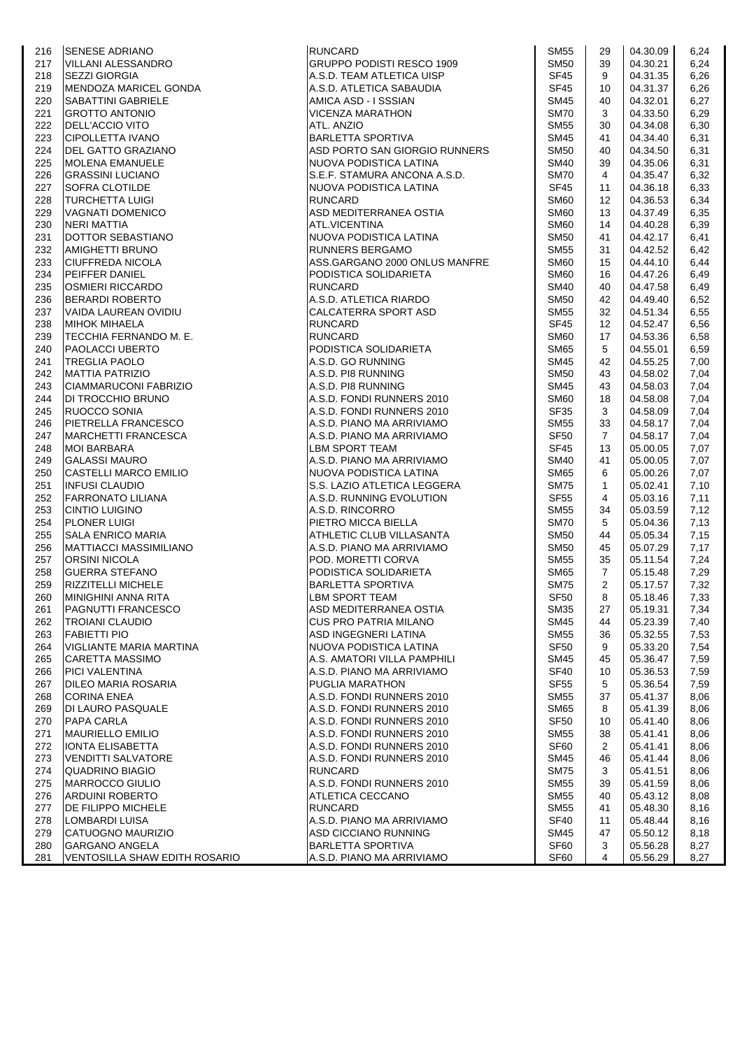| 216 | SENESE ADRIANO | RUNCARD | SM55 | 29 | 04.30.09 | 6,24 |
|---|---|---|---|---|---|---|
| 217 | VILLANI ALESSANDRO | GRUPPO PODISTI RESCO 1909 | SM50 | 39 | 04.30.21 | 6,24 |
| 218 | SEZZI GIORGIA | A.S.D. TEAM ATLETICA UISP | SF45 | 9 | 04.31.35 | 6,26 |
| 219 | MENDOZA MARICEL GONDA | A.S.D. ATLETICA SABAUDIA | SF45 | 10 | 04.31.37 | 6,26 |
| 220 | SABATTINI GABRIELE | AMICA ASD - I SSSIAN | SM45 | 40 | 04.32.01 | 6,27 |
| 221 | GROTTO ANTONIO | VICENZA MARATHON | SM70 | 3 | 04.33.50 | 6,29 |
| 222 | DELL'ACCIO VITO | ATL. ANZIO | SM55 | 30 | 04.34.08 | 6,30 |
| 223 | CIPOLLETTA IVANO | BARLETTA SPORTIVA | SM45 | 41 | 04.34.40 | 6,31 |
| 224 | DEL GATTO GRAZIANO | ASD PORTO SAN GIORGIO RUNNERS | SM50 | 40 | 04.34.50 | 6,31 |
| 225 | MOLENA EMANUELE | NUOVA PODISTICA LATINA | SM40 | 39 | 04.35.06 | 6,31 |
| 226 | GRASSINI LUCIANO | S.E.F. STAMURA ANCONA A.S.D. | SM70 | 4 | 04.35.47 | 6,32 |
| 227 | SOFRA CLOTILDE | NUOVA PODISTICA LATINA | SF45 | 11 | 04.36.18 | 6,33 |
| 228 | TURCHETTA LUIGI | RUNCARD | SM60 | 12 | 04.36.53 | 6,34 |
| 229 | VAGNATI DOMENICO | ASD MEDITERRANEA OSTIA | SM60 | 13 | 04.37.49 | 6,35 |
| 230 | NERI MATTIA | ATL.VICENTINA | SM60 | 14 | 04.40.28 | 6,39 |
| 231 | DOTTOR SEBASTIANO | NUOVA PODISTICA LATINA | SM50 | 41 | 04.42.17 | 6,41 |
| 232 | AMIGHETTI BRUNO | RUNNERS BERGAMO | SM55 | 31 | 04.42.52 | 6,42 |
| 233 | CIUFFREDA NICOLA | ASS.GARGANO 2000 ONLUS MANFRE | SM60 | 15 | 04.44.10 | 6,44 |
| 234 | PEIFFER DANIEL | PODISTICA SOLIDARIETA | SM60 | 16 | 04.47.26 | 6,49 |
| 235 | OSMIERI RICCARDO | RUNCARD | SM40 | 40 | 04.47.58 | 6,49 |
| 236 | BERARDI ROBERTO | A.S.D. ATLETICA RIARDO | SM50 | 42 | 04.49.40 | 6,52 |
| 237 | VAIDA LAUREAN OVIDIU | CALCATERRA SPORT ASD | SM55 | 32 | 04.51.34 | 6,55 |
| 238 | MIHOK MIHAELA | RUNCARD | SF45 | 12 | 04.52.47 | 6,56 |
| 239 | TECCHIA FERNANDO M. E. | RUNCARD | SM60 | 17 | 04.53.36 | 6,58 |
| 240 | PAOLACCI UBERTO | PODISTICA SOLIDARIETA | SM65 | 5 | 04.55.01 | 6,59 |
| 241 | TREGLIA PAOLO | A.S.D. GO RUNNING | SM45 | 42 | 04.55.25 | 7,00 |
| 242 | MATTIA PATRIZIO | A.S.D. PI8 RUNNING | SM50 | 43 | 04.58.02 | 7,04 |
| 243 | CIAMMARUCONI FABRIZIO | A.S.D. PI8 RUNNING | SM45 | 43 | 04.58.03 | 7,04 |
| 244 | DI TROCCHIO BRUNO | A.S.D. FONDI RUNNERS 2010 | SM60 | 18 | 04.58.08 | 7,04 |
| 245 | RUOCCO SONIA | A.S.D. FONDI RUNNERS 2010 | SF35 | 3 | 04.58.09 | 7,04 |
| 246 | PIETRELLA FRANCESCO | A.S.D. PIANO MA ARRIVIAMO | SM55 | 33 | 04.58.17 | 7,04 |
| 247 | MARCHETTI FRANCESCA | A.S.D. PIANO MA ARRIVIAMO | SF50 | 7 | 04.58.17 | 7,04 |
| 248 | MOI BARBARA | LBM SPORT TEAM | SF45 | 13 | 05.00.05 | 7,07 |
| 249 | GALASSI MAURO | A.S.D. PIANO MA ARRIVIAMO | SM40 | 41 | 05.00.05 | 7,07 |
| 250 | CASTELLI MARCO EMILIO | NUOVA PODISTICA LATINA | SM65 | 6 | 05.00.26 | 7,07 |
| 251 | INFUSI CLAUDIO | S.S. LAZIO ATLETICA LEGGERA | SM75 | 1 | 05.02.41 | 7,10 |
| 252 | FARRONATO LILIANA | A.S.D. RUNNING EVOLUTION | SF55 | 4 | 05.03.16 | 7,11 |
| 253 | CINTIO LUIGINO | A.S.D. RINCORRO | SM55 | 34 | 05.03.59 | 7,12 |
| 254 | PLONER LUIGI | PIETRO MICCA BIELLA | SM70 | 5 | 05.04.36 | 7,13 |
| 255 | SALA ENRICO MARIA | ATHLETIC CLUB VILLASANTA | SM50 | 44 | 05.05.34 | 7,15 |
| 256 | MATTIACCI MASSIMILIANO | A.S.D. PIANO MA ARRIVIAMO | SM50 | 45 | 05.07.29 | 7,17 |
| 257 | ORSINI NICOLA | POD. MORETTI CORVA | SM55 | 35 | 05.11.54 | 7,24 |
| 258 | GUERRA STEFANO | PODISTICA SOLIDARIETA | SM65 | 7 | 05.15.48 | 7,29 |
| 259 | RIZZITELLI MICHELE | BARLETTA SPORTIVA | SM75 | 2 | 05.17.57 | 7,32 |
| 260 | MINIGHINI ANNA RITA | LBM SPORT TEAM | SF50 | 8 | 05.18.46 | 7,33 |
| 261 | PAGNUTTI FRANCESCO | ASD MEDITERRANEA OSTIA | SM35 | 27 | 05.19.31 | 7,34 |
| 262 | TROIANI CLAUDIO | CUS PRO PATRIA MILANO | SM45 | 44 | 05.23.39 | 7,40 |
| 263 | FABIETTI PIO | ASD INGEGNERI LATINA | SM55 | 36 | 05.32.55 | 7,53 |
| 264 | VIGLIANTE MARIA MARTINA | NUOVA PODISTICA LATINA | SF50 | 9 | 05.33.20 | 7,54 |
| 265 | CARETTA MASSIMO | A.S. AMATORI VILLA PAMPHILI | SM45 | 45 | 05.36.47 | 7,59 |
| 266 | PICI VALENTINA | A.S.D. PIANO MA ARRIVIAMO | SF40 | 10 | 05.36.53 | 7,59 |
| 267 | DILEO MARIA ROSARIA | PUGLIA MARATHON | SF55 | 5 | 05.36.54 | 7,59 |
| 268 | CORINA ENEA | A.S.D. FONDI RUNNERS 2010 | SM55 | 37 | 05.41.37 | 8,06 |
| 269 | DI LAURO PASQUALE | A.S.D. FONDI RUNNERS 2010 | SM65 | 8 | 05.41.39 | 8,06 |
| 270 | PAPA CARLA | A.S.D. FONDI RUNNERS 2010 | SF50 | 10 | 05.41.40 | 8,06 |
| 271 | MAURIELLO EMILIO | A.S.D. FONDI RUNNERS 2010 | SM55 | 38 | 05.41.41 | 8,06 |
| 272 | IONTA ELISABETTA | A.S.D. FONDI RUNNERS 2010 | SF60 | 2 | 05.41.41 | 8,06 |
| 273 | VENDITTI SALVATORE | A.S.D. FONDI RUNNERS 2010 | SM45 | 46 | 05.41.44 | 8,06 |
| 274 | QUADRINO BIAGIO | RUNCARD | SM75 | 3 | 05.41.51 | 8,06 |
| 275 | MARROCCO GIULIO | A.S.D. FONDI RUNNERS 2010 | SM55 | 39 | 05.41.59 | 8,06 |
| 276 | ARDUINI ROBERTO | ATLETICA CECCANO | SM55 | 40 | 05.43.12 | 8,08 |
| 277 | DE FILIPPO MICHELE | RUNCARD | SM55 | 41 | 05.48.30 | 8,16 |
| 278 | LOMBARDI LUISA | A.S.D. PIANO MA ARRIVIAMO | SF40 | 11 | 05.48.44 | 8,16 |
| 279 | CATUOGNO MAURIZIO | ASD CICCIANO RUNNING | SM45 | 47 | 05.50.12 | 8,18 |
| 280 | GARGANO ANGELA | BARLETTA SPORTIVA | SF60 | 3 | 05.56.28 | 8,27 |
| 281 | VENTOSILLA SHAW EDITH ROSARIO | A.S.D. PIANO MA ARRIVIAMO | SF60 | 4 | 05.56.29 | 8,27 |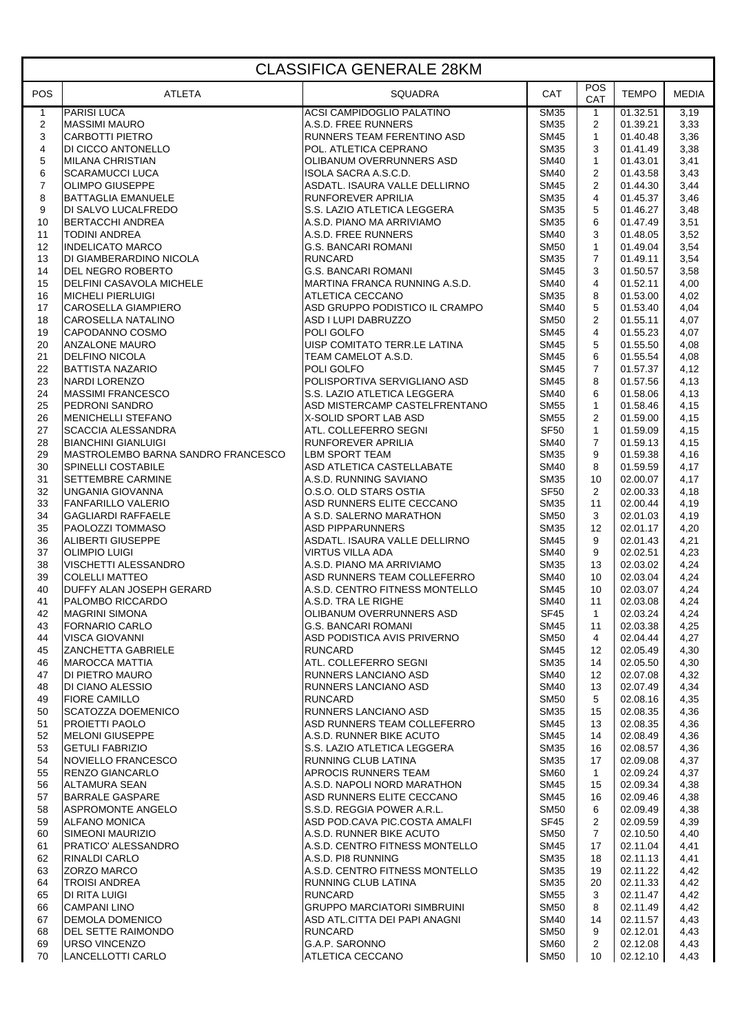# CLASSIFICA GENERALE 28KM

| POS | ATLETA | SQUADRA | CAT | POS CAT | TEMPO | MEDIA |
|---|---|---|---|---|---|---|
| 1 | PARISI LUCA | ACSI CAMPIDOGLIO PALATINO | SM35 | 1 | 01.32.51 | 3,19 |
| 2 | MASSIMI MAURO | A.S.D. FREE RUNNERS | SM35 | 2 | 01.39.21 | 3,33 |
| 3 | CARBOTTI PIETRO | RUNNERS TEAM FERENTINO ASD | SM45 | 1 | 01.40.48 | 3,36 |
| 4 | DI CICCO ANTONELLO | POL. ATLETICA CEPRANO | SM35 | 3 | 01.41.49 | 3,38 |
| 5 | MILANA CHRISTIAN | OLIBANUM OVERRUNNERS ASD | SM40 | 1 | 01.43.01 | 3,41 |
| 6 | SCARAMUCCI LUCA | ISOLA SACRA A.S.C.D. | SM40 | 2 | 01.43.58 | 3,43 |
| 7 | OLIMPO GIUSEPPE | ASDATL. ISAURA VALLE DELLIRNO | SM45 | 2 | 01.44.30 | 3,44 |
| 8 | BATTAGLIA EMANUELE | RUNFOREVER APRILIA | SM35 | 4 | 01.45.37 | 3,46 |
| 9 | DI SALVO LUCALFREDO | S.S. LAZIO ATLETICA LEGGERA | SM35 | 5 | 01.46.27 | 3,48 |
| 10 | BERTACCHI ANDREA | A.S.D. PIANO MA ARRIVIAMO | SM35 | 6 | 01.47.49 | 3,51 |
| 11 | TODINI ANDREA | A.S.D. FREE RUNNERS | SM40 | 3 | 01.48.05 | 3,52 |
| 12 | INDELICATO MARCO | G.S. BANCARI ROMANI | SM50 | 1 | 01.49.04 | 3,54 |
| 13 | DI GIAMBERARDINO NICOLA | RUNCARD | SM35 | 7 | 01.49.11 | 3,54 |
| 14 | DEL NEGRO ROBERTO | G.S. BANCARI ROMANI | SM45 | 3 | 01.50.57 | 3,58 |
| 15 | DELFINI CASAVOLA MICHELE | MARTINA FRANCA RUNNING A.S.D. | SM40 | 4 | 01.52.11 | 4,00 |
| 16 | MICHELI PIERLUIGI | ATLETICA CECCANO | SM35 | 8 | 01.53.00 | 4,02 |
| 17 | CAROSELLA GIAMPIERO | ASD GRUPPO PODISTICO IL CRAMPO | SM40 | 5 | 01.53.40 | 4,04 |
| 18 | CAROSELLA NATALINO | ASD I LUPI DABRUZZO | SM50 | 2 | 01.55.11 | 4,07 |
| 19 | CAPODANNO COSMO | POLI GOLFO | SM45 | 4 | 01.55.23 | 4,07 |
| 20 | ANZALONE MAURO | UISP COMITATO TERR.LE LATINA | SM45 | 5 | 01.55.50 | 4,08 |
| 21 | DELFINO NICOLA | TEAM CAMELOT A.S.D. | SM45 | 6 | 01.55.54 | 4,08 |
| 22 | BATTISTA NAZARIO | POLI GOLFO | SM45 | 7 | 01.57.37 | 4,12 |
| 23 | NARDI LORENZO | POLISPORTIVA SERVIGLIANO ASD | SM45 | 8 | 01.57.56 | 4,13 |
| 24 | MASSIMI FRANCESCO | S.S. LAZIO ATLETICA LEGGERA | SM40 | 6 | 01.58.06 | 4,13 |
| 25 | PEDRONI SANDRO | ASD MISTERCAMP CASTELFRENTANO | SM55 | 1 | 01.58.46 | 4,15 |
| 26 | MENICHELLI STEFANO | X-SOLID SPORT LAB ASD | SM55 | 2 | 01.59.00 | 4,15 |
| 27 | SCACCIA ALESSANDRA | ATL. COLLEFERRO SEGNI | SF50 | 1 | 01.59.09 | 4,15 |
| 28 | BIANCHINI GIANLUIGI | RUNFOREVER APRILIA | SM40 | 7 | 01.59.13 | 4,15 |
| 29 | MASTROLEMBO BARNA SANDRO FRANCESCO | LBM SPORT TEAM | SM35 | 9 | 01.59.38 | 4,16 |
| 30 | SPINELLI COSTABILE | ASD ATLETICA CASTELLABATE | SM40 | 8 | 01.59.59 | 4,17 |
| 31 | SETTEMBRE CARMINE | A.S.D. RUNNING SAVIANO | SM35 | 10 | 02.00.07 | 4,17 |
| 32 | UNGANIA GIOVANNA | O.S.O. OLD STARS OSTIA | SF50 | 2 | 02.00.33 | 4,18 |
| 33 | FANFARILLO VALERIO | ASD RUNNERS ELITE CECCANO | SM35 | 11 | 02.00.44 | 4,19 |
| 34 | GAGLIARDI RAFFAELE | A S.D. SALERNO MARATHON | SM50 | 3 | 02.01.03 | 4,19 |
| 35 | PAOLOZZI TOMMASO | ASD PIPPARUNNERS | SM35 | 12 | 02.01.17 | 4,20 |
| 36 | ALIBERTI GIUSEPPE | ASDATL. ISAURA VALLE DELLIRNO | SM45 | 9 | 02.01.43 | 4,21 |
| 37 | OLIMPIO LUIGI | VIRTUS VILLA ADA | SM40 | 9 | 02.02.51 | 4,23 |
| 38 | VISCHETTI ALESSANDRO | A.S.D. PIANO MA ARRIVIAMO | SM35 | 13 | 02.03.02 | 4,24 |
| 39 | COLELLI MATTEO | ASD RUNNERS TEAM COLLEFERRO | SM40 | 10 | 02.03.04 | 4,24 |
| 40 | DUFFY ALAN JOSEPH GERARD | A.S.D. CENTRO FITNESS MONTELLO | SM45 | 10 | 02.03.07 | 4,24 |
| 41 | PALOMBO RICCARDO | A.S.D. TRA LE RIGHE | SM40 | 11 | 02.03.08 | 4,24 |
| 42 | MAGRINI SIMONA | OLIBANUM OVERRUNNERS ASD | SF45 | 1 | 02.03.24 | 4,24 |
| 43 | FORNARIO CARLO | G.S. BANCARI ROMANI | SM45 | 11 | 02.03.38 | 4,25 |
| 44 | VISCA GIOVANNI | ASD PODISTICA AVIS PRIVERNO | SM50 | 4 | 02.04.44 | 4,27 |
| 45 | ZANCHETTA GABRIELE | RUNCARD | SM45 | 12 | 02.05.49 | 4,30 |
| 46 | MAROCCA MATTIA | ATL. COLLEFERRO SEGNI | SM35 | 14 | 02.05.50 | 4,30 |
| 47 | DI PIETRO MAURO | RUNNERS LANCIANO ASD | SM40 | 12 | 02.07.08 | 4,32 |
| 48 | DI CIANO ALESSIO | RUNNERS LANCIANO ASD | SM40 | 13 | 02.07.49 | 4,34 |
| 49 | FIORE CAMILLO | RUNCARD | SM50 | 5 | 02.08.16 | 4,35 |
| 50 | SCATOZZA DOEMENICO | RUNNERS LANCIANO ASD | SM35 | 15 | 02.08.35 | 4,36 |
| 51 | PROIETTI PAOLO | ASD RUNNERS TEAM COLLEFERRO | SM45 | 13 | 02.08.35 | 4,36 |
| 52 | MELONI GIUSEPPE | A.S.D. RUNNER BIKE ACUTO | SM45 | 14 | 02.08.49 | 4,36 |
| 53 | GETULI FABRIZIO | S.S. LAZIO ATLETICA LEGGERA | SM35 | 16 | 02.08.57 | 4,36 |
| 54 | NOVIELLO FRANCESCO | RUNNING CLUB LATINA | SM35 | 17 | 02.09.08 | 4,37 |
| 55 | RENZO GIANCARLO | APROCIS RUNNERS TEAM | SM60 | 1 | 02.09.24 | 4,37 |
| 56 | ALTAMURA SEAN | A.S.D. NAPOLI NORD MARATHON | SM45 | 15 | 02.09.34 | 4,38 |
| 57 | BARRALE GASPARE | ASD RUNNERS ELITE CECCANO | SM45 | 16 | 02.09.46 | 4,38 |
| 58 | ASPROMONTE ANGELO | S.S.D. REGGIA POWER A.R.L. | SM50 | 6 | 02.09.49 | 4,38 |
| 59 | ALFANO MONICA | ASD POD.CAVA PIC.COSTA AMALFI | SF45 | 2 | 02.09.59 | 4,39 |
| 60 | SIMEONI MAURIZIO | A.S.D. RUNNER BIKE ACUTO | SM50 | 7 | 02.10.50 | 4,40 |
| 61 | PRATICO' ALESSANDRO | A.S.D. CENTRO FITNESS MONTELLO | SM45 | 17 | 02.11.04 | 4,41 |
| 62 | RINALDI CARLO | A.S.D. PI8 RUNNING | SM35 | 18 | 02.11.13 | 4,41 |
| 63 | ZORZO MARCO | A.S.D. CENTRO FITNESS MONTELLO | SM35 | 19 | 02.11.22 | 4,42 |
| 64 | TROISI ANDREA | RUNNING CLUB LATINA | SM35 | 20 | 02.11.33 | 4,42 |
| 65 | DI RITA LUIGI | RUNCARD | SM55 | 3 | 02.11.47 | 4,42 |
| 66 | CAMPANI LINO | GRUPPO MARCIATORI SIMBRUINI | SM50 | 8 | 02.11.49 | 4,42 |
| 67 | DEMOLA DOMENICO | ASD ATL.CITTA DEI PAPI ANAGNI | SM40 | 14 | 02.11.57 | 4,43 |
| 68 | DEL SETTE RAIMONDO | RUNCARD | SM50 | 9 | 02.12.01 | 4,43 |
| 69 | URSO VINCENZO | G.A.P. SARONNO | SM60 | 2 | 02.12.08 | 4,43 |
| 70 | LANCELLOTTI CARLO | ATLETICA CECCANO | SM50 | 10 | 02.12.10 | 4,43 |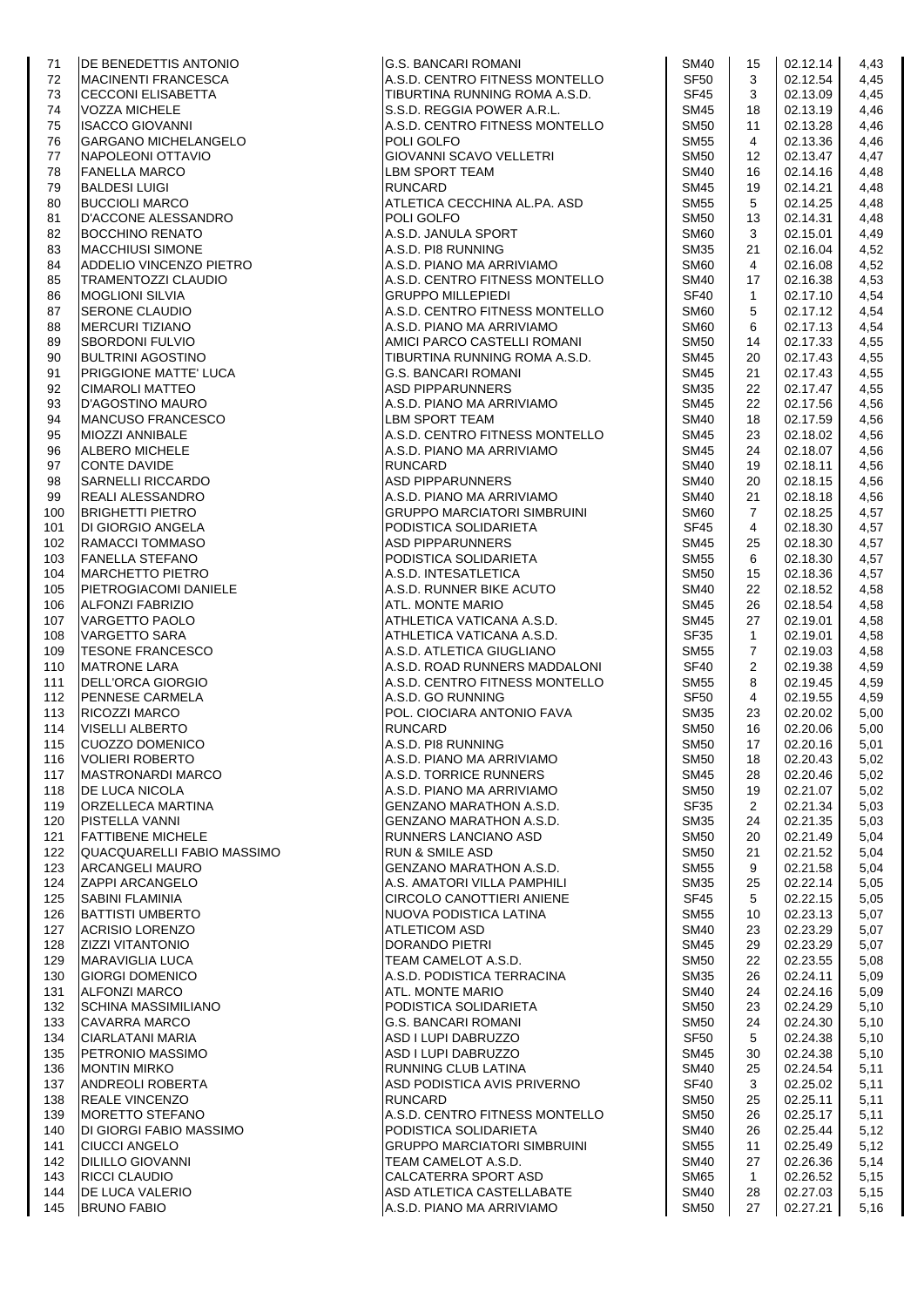| | | | | | | |
|---|---|---|---|---|---|---|
| 71 | DE BENEDETTIS ANTONIO | G.S. BANCARI ROMANI | SM40 | 15 | 02.12.14 | 4,43 |
| 72 | MACINENTI FRANCESCA | A.S.D. CENTRO FITNESS MONTELLO | SF50 | 3 | 02.12.54 | 4,45 |
| 73 | CECCONI ELISABETTA | TIBURTINA RUNNING ROMA A.S.D. | SF45 | 3 | 02.13.09 | 4,45 |
| 74 | VOZZA MICHELE | S.S.D. REGGIA POWER A.R.L. | SM45 | 18 | 02.13.19 | 4,46 |
| 75 | ISACCO GIOVANNI | A.S.D. CENTRO FITNESS MONTELLO | SM50 | 11 | 02.13.28 | 4,46 |
| 76 | GARGANO MICHELANGELO | POLI GOLFO | SM55 | 4 | 02.13.36 | 4,46 |
| 77 | NAPOLEONI OTTAVIO | GIOVANNI SCAVO VELLETRI | SM50 | 12 | 02.13.47 | 4,47 |
| 78 | FANELLA MARCO | LBM SPORT TEAM | SM40 | 16 | 02.14.16 | 4,48 |
| 79 | BALDESI LUIGI | RUNCARD | SM45 | 19 | 02.14.21 | 4,48 |
| 80 | BUCCIOLI MARCO | ATLETICA CECCHINA AL.PA. ASD | SM55 | 5 | 02.14.25 | 4,48 |
| 81 | D'ACCONE ALESSANDRO | POLI GOLFO | SM50 | 13 | 02.14.31 | 4,48 |
| 82 | BOCCHINO RENATO | A.S.D. JANULA SPORT | SM60 | 3 | 02.15.01 | 4,49 |
| 83 | MACCHIUSI SIMONE | A.S.D. PI8 RUNNING | SM35 | 21 | 02.16.04 | 4,52 |
| 84 | ADDELIO VINCENZO PIETRO | A.S.D. PIANO MA ARRIVIAMO | SM60 | 4 | 02.16.08 | 4,52 |
| 85 | TRAMENTOZZI CLAUDIO | A.S.D. CENTRO FITNESS MONTELLO | SM40 | 17 | 02.16.38 | 4,53 |
| 86 | MOGLIONI SILVIA | GRUPPO MILLEPIEDI | SF40 | 1 | 02.17.10 | 4,54 |
| 87 | SERONE CLAUDIO | A.S.D. CENTRO FITNESS MONTELLO | SM60 | 5 | 02.17.12 | 4,54 |
| 88 | MERCURI TIZIANO | A.S.D. PIANO MA ARRIVIAMO | SM60 | 6 | 02.17.13 | 4,54 |
| 89 | SBORDONI FULVIO | AMICI PARCO CASTELLI ROMANI | SM50 | 14 | 02.17.33 | 4,55 |
| 90 | BULTRINI AGOSTINO | TIBURTINA RUNNING ROMA A.S.D. | SM45 | 20 | 02.17.43 | 4,55 |
| 91 | PRIGGIONE MATTE' LUCA | G.S. BANCARI ROMANI | SM45 | 21 | 02.17.43 | 4,55 |
| 92 | CIMAROLI MATTEO | ASD PIPPARUNNERS | SM35 | 22 | 02.17.47 | 4,55 |
| 93 | D'AGOSTINO MAURO | A.S.D. PIANO MA ARRIVIAMO | SM45 | 22 | 02.17.56 | 4,56 |
| 94 | MANCUSO FRANCESCO | LBM SPORT TEAM | SM40 | 18 | 02.17.59 | 4,56 |
| 95 | MIOZZI ANNIBALE | A.S.D. CENTRO FITNESS MONTELLO | SM45 | 23 | 02.18.02 | 4,56 |
| 96 | ALBERO MICHELE | A.S.D. PIANO MA ARRIVIAMO | SM45 | 24 | 02.18.07 | 4,56 |
| 97 | CONTE DAVIDE | RUNCARD | SM40 | 19 | 02.18.11 | 4,56 |
| 98 | SARNELLI RICCARDO | ASD PIPPARUNNERS | SM40 | 20 | 02.18.15 | 4,56 |
| 99 | REALI ALESSANDRO | A.S.D. PIANO MA ARRIVIAMO | SM40 | 21 | 02.18.18 | 4,56 |
| 100 | BRIGHETTI PIETRO | GRUPPO MARCIATORI SIMBRUINI | SM60 | 7 | 02.18.25 | 4,57 |
| 101 | DI GIORGIO ANGELA | PODISTICA SOLIDARIETA | SF45 | 4 | 02.18.30 | 4,57 |
| 102 | RAMACCI TOMMASO | ASD PIPPARUNNERS | SM45 | 25 | 02.18.30 | 4,57 |
| 103 | FANELLA STEFANO | PODISTICA SOLIDARIETA | SM55 | 6 | 02.18.30 | 4,57 |
| 104 | MARCHETTO PIETRO | A.S.D. INTESATLETICA | SM50 | 15 | 02.18.36 | 4,57 |
| 105 | PIETROGIACOMI DANIELE | A.S.D. RUNNER BIKE ACUTO | SM40 | 22 | 02.18.52 | 4,58 |
| 106 | ALFONZI FABRIZIO | ATL. MONTE MARIO | SM45 | 26 | 02.18.54 | 4,58 |
| 107 | VARGETTO PAOLO | ATHLETICA VATICANA A.S.D. | SM45 | 27 | 02.19.01 | 4,58 |
| 108 | VARGETTO SARA | ATHLETICA VATICANA A.S.D. | SF35 | 1 | 02.19.01 | 4,58 |
| 109 | TESONE FRANCESCO | A.S.D. ATLETICA GIUGLIANO | SM55 | 7 | 02.19.03 | 4,58 |
| 110 | MATRONE LARA | A.S.D. ROAD RUNNERS MADDALONI | SF40 | 2 | 02.19.38 | 4,59 |
| 111 | DELL'ORCA GIORGIO | A.S.D. CENTRO FITNESS MONTELLO | SM55 | 8 | 02.19.45 | 4,59 |
| 112 | PENNESE CARMELA | A.S.D. GO RUNNING | SF50 | 4 | 02.19.55 | 4,59 |
| 113 | RICOZZI MARCO | POL. CIOCIARA ANTONIO FAVA | SM35 | 23 | 02.20.02 | 5,00 |
| 114 | VISELLI ALBERTO | RUNCARD | SM50 | 16 | 02.20.06 | 5,00 |
| 115 | CUOZZO DOMENICO | A.S.D. PI8 RUNNING | SM50 | 17 | 02.20.16 | 5,01 |
| 116 | VOLIERI ROBERTO | A.S.D. PIANO MA ARRIVIAMO | SM50 | 18 | 02.20.43 | 5,02 |
| 117 | MASTRONARDI MARCO | A.S.D. TORRICE RUNNERS | SM45 | 28 | 02.20.46 | 5,02 |
| 118 | DE LUCA NICOLA | A.S.D. PIANO MA ARRIVIAMO | SM50 | 19 | 02.21.07 | 5,02 |
| 119 | ORZELLECA MARTINA | GENZANO MARATHON A.S.D. | SF35 | 2 | 02.21.34 | 5,03 |
| 120 | PISTELLA VANNI | GENZANO MARATHON A.S.D. | SM35 | 24 | 02.21.35 | 5,03 |
| 121 | FATTIBENE MICHELE | RUNNERS LANCIANO ASD | SM50 | 20 | 02.21.49 | 5,04 |
| 122 | QUACQUARELLI FABIO MASSIMO | RUN & SMILE ASD | SM50 | 21 | 02.21.52 | 5,04 |
| 123 | ARCANGELI MAURO | GENZANO MARATHON A.S.D. | SM55 | 9 | 02.21.58 | 5,04 |
| 124 | ZAPPI ARCANGELO | A.S. AMATORI VILLA PAMPHILI | SM35 | 25 | 02.22.14 | 5,05 |
| 125 | SABINI FLAMINIA | CIRCOLO CANOTTIERI ANIENE | SF45 | 5 | 02.22.15 | 5,05 |
| 126 | BATTISTI UMBERTO | NUOVA PODISTICA LATINA | SM55 | 10 | 02.23.13 | 5,07 |
| 127 | ACRISIO LORENZO | ATLETICOM ASD | SM40 | 23 | 02.23.29 | 5,07 |
| 128 | ZIZZI VITANTONIO | DORANDO PIETRI | SM45 | 29 | 02.23.29 | 5,07 |
| 129 | MARAVIGLIA LUCA | TEAM CAMELOT A.S.D. | SM50 | 22 | 02.23.55 | 5,08 |
| 130 | GIORGI DOMENICO | A.S.D. PODISTICA TERRACINA | SM35 | 26 | 02.24.11 | 5,09 |
| 131 | ALFONZI MARCO | ATL. MONTE MARIO | SM40 | 24 | 02.24.16 | 5,09 |
| 132 | SCHINA MASSIMILIANO | PODISTICA SOLIDARIETA | SM50 | 23 | 02.24.29 | 5,10 |
| 133 | CAVARRA MARCO | G.S. BANCARI ROMANI | SM50 | 24 | 02.24.30 | 5,10 |
| 134 | CIARLATANI MARIA | ASD I LUPI DABRUZZO | SF50 | 5 | 02.24.38 | 5,10 |
| 135 | PETRONIO MASSIMO | ASD I LUPI DABRUZZO | SM45 | 30 | 02.24.38 | 5,10 |
| 136 | MONTIN MIRKO | RUNNING CLUB LATINA | SM40 | 25 | 02.24.54 | 5,11 |
| 137 | ANDREOLI ROBERTA | ASD PODISTICA AVIS PRIVERNO | SF40 | 3 | 02.25.02 | 5,11 |
| 138 | REALE VINCENZO | RUNCARD | SM50 | 25 | 02.25.11 | 5,11 |
| 139 | MORETTO STEFANO | A.S.D. CENTRO FITNESS MONTELLO | SM50 | 26 | 02.25.17 | 5,11 |
| 140 | DI GIORGI FABIO MASSIMO | PODISTICA SOLIDARIETA | SM40 | 26 | 02.25.44 | 5,12 |
| 141 | CIUCCI ANGELO | GRUPPO MARCIATORI SIMBRUINI | SM55 | 11 | 02.25.49 | 5,12 |
| 142 | DILILLO GIOVANNI | TEAM CAMELOT A.S.D. | SM40 | 27 | 02.26.36 | 5,14 |
| 143 | RICCI CLAUDIO | CALCATERRA SPORT ASD | SM65 | 1 | 02.26.52 | 5,15 |
| 144 | DE LUCA VALERIO | ASD ATLETICA CASTELLABATE | SM40 | 28 | 02.27.03 | 5,15 |
| 145 | BRUNO FABIO | A.S.D. PIANO MA ARRIVIAMO | SM50 | 27 | 02.27.21 | 5,16 |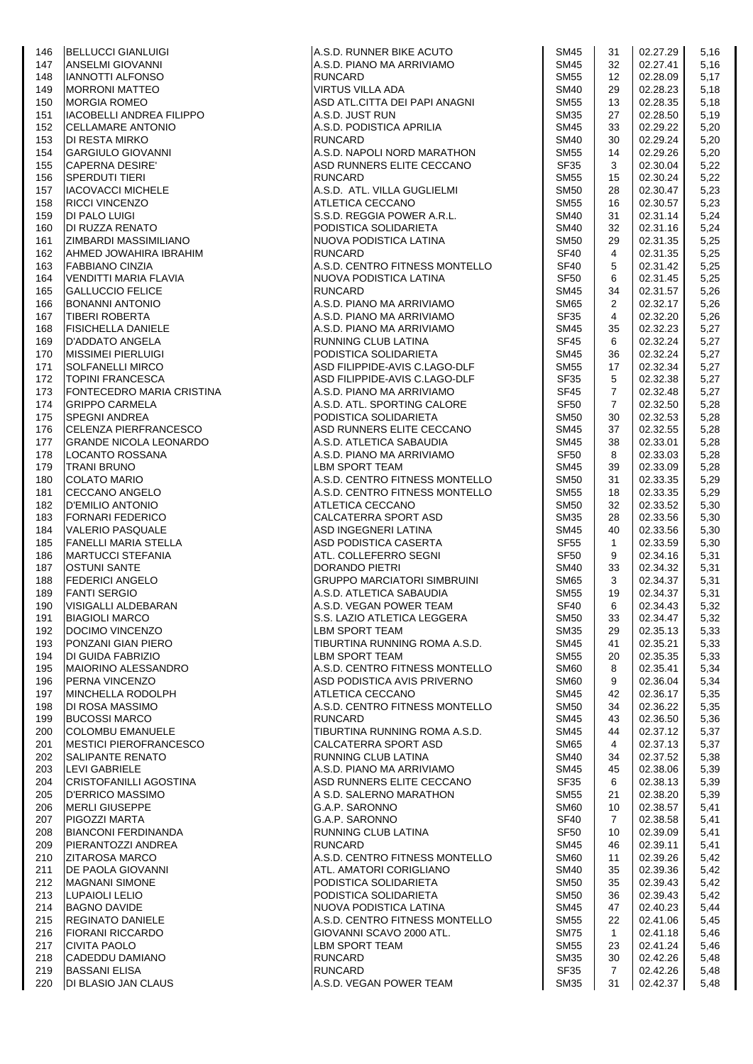| 146 | BELLUCCI GIANLUIGI | A.S.D. RUNNER BIKE ACUTO | SM45 | 31 | 02.27.29 | 5,16 |
|---|---|---|---|---|---|---|
| 147 | ANSELMI GIOVANNI | A.S.D. PIANO MA ARRIVIAMO | SM45 | 32 | 02.27.41 | 5,16 |
| 148 | IANNOTTI ALFONSO | RUNCARD | SM55 | 12 | 02.28.09 | 5,17 |
| 149 | MORRONI MATTEO | VIRTUS VILLA ADA | SM40 | 29 | 02.28.23 | 5,18 |
| 150 | MORGIA ROMEO | ASD ATL.CITTA DEI PAPI ANAGNI | SM55 | 13 | 02.28.35 | 5,18 |
| 151 | IACOBELLI ANDREA FILIPPO | A.S.D. JUST RUN | SM35 | 27 | 02.28.50 | 5,19 |
| 152 | CELLAMARE ANTONIO | A.S.D. PODISTICA APRILIA | SM45 | 33 | 02.29.22 | 5,20 |
| 153 | DI RESTA MIRKO | RUNCARD | SM40 | 30 | 02.29.24 | 5,20 |
| 154 | GARGIULO GIOVANNI | A.S.D. NAPOLI NORD MARATHON | SM55 | 14 | 02.29.26 | 5,20 |
| 155 | CAPERNA DESIRE' | ASD RUNNERS ELITE CECCANO | SF35 | 3 | 02.30.04 | 5,22 |
| 156 | SPERDUTI TIERI | RUNCARD | SM55 | 15 | 02.30.24 | 5,22 |
| 157 | IACOVACCI MICHELE | A.S.D. ATL. VILLA GUGLIELMI | SM50 | 28 | 02.30.47 | 5,23 |
| 158 | RICCI VINCENZO | ATLETICA CECCANO | SM55 | 16 | 02.30.57 | 5,23 |
| 159 | DI PALO LUIGI | S.S.D. REGGIA POWER A.R.L. | SM40 | 31 | 02.31.14 | 5,24 |
| 160 | DI RUZZA RENATO | PODISTICA SOLIDARIETA | SM40 | 32 | 02.31.16 | 5,24 |
| 161 | ZIMBARDI MASSIMILIANO | NUOVA PODISTICA LATINA | SM50 | 29 | 02.31.35 | 5,25 |
| 162 | AHMED JOWAHIRA IBRAHIM | RUNCARD | SF40 | 4 | 02.31.35 | 5,25 |
| 163 | FABBIANO CINZIA | A.S.D. CENTRO FITNESS MONTELLO | SF40 | 5 | 02.31.42 | 5,25 |
| 164 | VENDITTI MARIA FLAVIA | NUOVA PODISTICA LATINA | SF50 | 6 | 02.31.45 | 5,25 |
| 165 | GALLUCCIO FELICE | RUNCARD | SM45 | 34 | 02.31.57 | 5,26 |
| 166 | BONANNI ANTONIO | A.S.D. PIANO MA ARRIVIAMO | SM65 | 2 | 02.32.17 | 5,26 |
| 167 | TIBERI ROBERTA | A.S.D. PIANO MA ARRIVIAMO | SF35 | 4 | 02.32.20 | 5,26 |
| 168 | FISICHELLA DANIELE | A.S.D. PIANO MA ARRIVIAMO | SM45 | 35 | 02.32.23 | 5,27 |
| 169 | D'ADDATO ANGELA | RUNNING CLUB LATINA | SF45 | 6 | 02.32.24 | 5,27 |
| 170 | MISSIMEI PIERLUIGI | PODISTICA SOLIDARIETA | SM45 | 36 | 02.32.24 | 5,27 |
| 171 | SOLFANELLI MIRCO | ASD FILIPPIDE-AVIS C.LAGO-DLF | SM55 | 17 | 02.32.34 | 5,27 |
| 172 | TOPINI FRANCESCA | ASD FILIPPIDE-AVIS C.LAGO-DLF | SF35 | 5 | 02.32.38 | 5,27 |
| 173 | FONTECEDRO MARIA CRISTINA | A.S.D. PIANO MA ARRIVIAMO | SF45 | 7 | 02.32.48 | 5,27 |
| 174 | GRIPPO CARMELA | A.S.D. ATL. SPORTING CALORE | SF50 | 7 | 02.32.50 | 5,28 |
| 175 | SPEGNI ANDREA | PODISTICA SOLIDARIETA | SM50 | 30 | 02.32.53 | 5,28 |
| 176 | CELENZA PIERFRANCESCO | ASD RUNNERS ELITE CECCANO | SM45 | 37 | 02.32.55 | 5,28 |
| 177 | GRANDE NICOLA LEONARDO | A.S.D. ATLETICA SABAUDIA | SM45 | 38 | 02.33.01 | 5,28 |
| 178 | LOCANTO ROSSANA | A.S.D. PIANO MA ARRIVIAMO | SF50 | 8 | 02.33.03 | 5,28 |
| 179 | TRANI BRUNO | LBM SPORT TEAM | SM45 | 39 | 02.33.09 | 5,28 |
| 180 | COLATO MARIO | A.S.D. CENTRO FITNESS MONTELLO | SM50 | 31 | 02.33.35 | 5,29 |
| 181 | CECCANO ANGELO | A.S.D. CENTRO FITNESS MONTELLO | SM55 | 18 | 02.33.35 | 5,29 |
| 182 | D'EMILIO ANTONIO | ATLETICA CECCANO | SM50 | 32 | 02.33.52 | 5,30 |
| 183 | FORNARI FEDERICO | CALCATERRA SPORT ASD | SM35 | 28 | 02.33.56 | 5,30 |
| 184 | VALERIO PASQUALE | ASD INGEGNERI LATINA | SM45 | 40 | 02.33.56 | 5,30 |
| 185 | FANELLI MARIA STELLA | ASD PODISTICA CASERTA | SF55 | 1 | 02.33.59 | 5,30 |
| 186 | MARTUCCI STEFANIA | ATL. COLLEFERRO SEGNI | SF50 | 9 | 02.34.16 | 5,31 |
| 187 | OSTUNI SANTE | DORANDO PIETRI | SM40 | 33 | 02.34.32 | 5,31 |
| 188 | FEDERICI ANGELO | GRUPPO MARCIATORI SIMBRUINI | SM65 | 3 | 02.34.37 | 5,31 |
| 189 | FANTI SERGIO | A.S.D. ATLETICA SABAUDIA | SM55 | 19 | 02.34.37 | 5,31 |
| 190 | VISIGALLI ALDEBARAN | A.S.D. VEGAN POWER TEAM | SF40 | 6 | 02.34.43 | 5,32 |
| 191 | BIAGIOLI MARCO | S.S. LAZIO ATLETICA LEGGERA | SM50 | 33 | 02.34.47 | 5,32 |
| 192 | DOCIMO VINCENZO | LBM SPORT TEAM | SM35 | 29 | 02.35.13 | 5,33 |
| 193 | PONZANI GIAN PIERO | TIBURTINA RUNNING ROMA A.S.D. | SM45 | 41 | 02.35.21 | 5,33 |
| 194 | DI GUIDA FABRIZIO | LBM SPORT TEAM | SM55 | 20 | 02.35.35 | 5,33 |
| 195 | MAIORINO ALESSANDRO | A.S.D. CENTRO FITNESS MONTELLO | SM60 | 8 | 02.35.41 | 5,34 |
| 196 | PERNA VINCENZO | ASD PODISTICA AVIS PRIVERNO | SM60 | 9 | 02.36.04 | 5,34 |
| 197 | MINCHELLA RODOLPH | ATLETICA CECCANO | SM45 | 42 | 02.36.17 | 5,35 |
| 198 | DI ROSA MASSIMO | A.S.D. CENTRO FITNESS MONTELLO | SM50 | 34 | 02.36.22 | 5,35 |
| 199 | BUCOSSI MARCO | RUNCARD | SM45 | 43 | 02.36.50 | 5,36 |
| 200 | COLOMBU EMANUELE | TIBURTINA RUNNING ROMA A.S.D. | SM45 | 44 | 02.37.12 | 5,37 |
| 201 | MESTICI PIEROFRANCESCO | CALCATERRA SPORT ASD | SM65 | 4 | 02.37.13 | 5,37 |
| 202 | SALIPANTE RENATO | RUNNING CLUB LATINA | SM40 | 34 | 02.37.52 | 5,38 |
| 203 | LEVI GABRIELE | A.S.D. PIANO MA ARRIVIAMO | SM45 | 45 | 02.38.06 | 5,39 |
| 204 | CRISTOFANILLI AGOSTINA | ASD RUNNERS ELITE CECCANO | SF35 | 6 | 02.38.13 | 5,39 |
| 205 | D'ERRICO MASSIMO | A S.D. SALERNO MARATHON | SM55 | 21 | 02.38.20 | 5,39 |
| 206 | MERLI GIUSEPPE | G.A.P. SARONNO | SM60 | 10 | 02.38.57 | 5,41 |
| 207 | PIGOZZI MARTA | G.A.P. SARONNO | SF40 | 7 | 02.38.58 | 5,41 |
| 208 | BIANCONI FERDINANDA | RUNNING CLUB LATINA | SF50 | 10 | 02.39.09 | 5,41 |
| 209 | PIERANTOZZI ANDREA | RUNCARD | SM45 | 46 | 02.39.11 | 5,41 |
| 210 | ZITAROSA MARCO | A.S.D. CENTRO FITNESS MONTELLO | SM60 | 11 | 02.39.26 | 5,42 |
| 211 | DE PAOLA GIOVANNI | ATL. AMATORI CORIGLIANO | SM40 | 35 | 02.39.36 | 5,42 |
| 212 | MAGNANI SIMONE | PODISTICA SOLIDARIETA | SM50 | 35 | 02.39.43 | 5,42 |
| 213 | LUPAIOLI LELIO | PODISTICA SOLIDARIETA | SM50 | 36 | 02.39.43 | 5,42 |
| 214 | BAGNO DAVIDE | NUOVA PODISTICA LATINA | SM45 | 47 | 02.40.23 | 5,44 |
| 215 | REGINATO DANIELE | A.S.D. CENTRO FITNESS MONTELLO | SM55 | 22 | 02.41.06 | 5,45 |
| 216 | FIORANI RICCARDO | GIOVANNI SCAVO 2000 ATL. | SM75 | 1 | 02.41.18 | 5,46 |
| 217 | CIVITA PAOLO | LBM SPORT TEAM | SM55 | 23 | 02.41.24 | 5,46 |
| 218 | CADEDDU DAMIANO | RUNCARD | SM35 | 30 | 02.42.26 | 5,48 |
| 219 | BASSANI ELISA | RUNCARD | SF35 | 7 | 02.42.26 | 5,48 |
| 220 | DI BLASIO JAN CLAUS | A.S.D. VEGAN POWER TEAM | SM35 | 31 | 02.42.37 | 5,48 |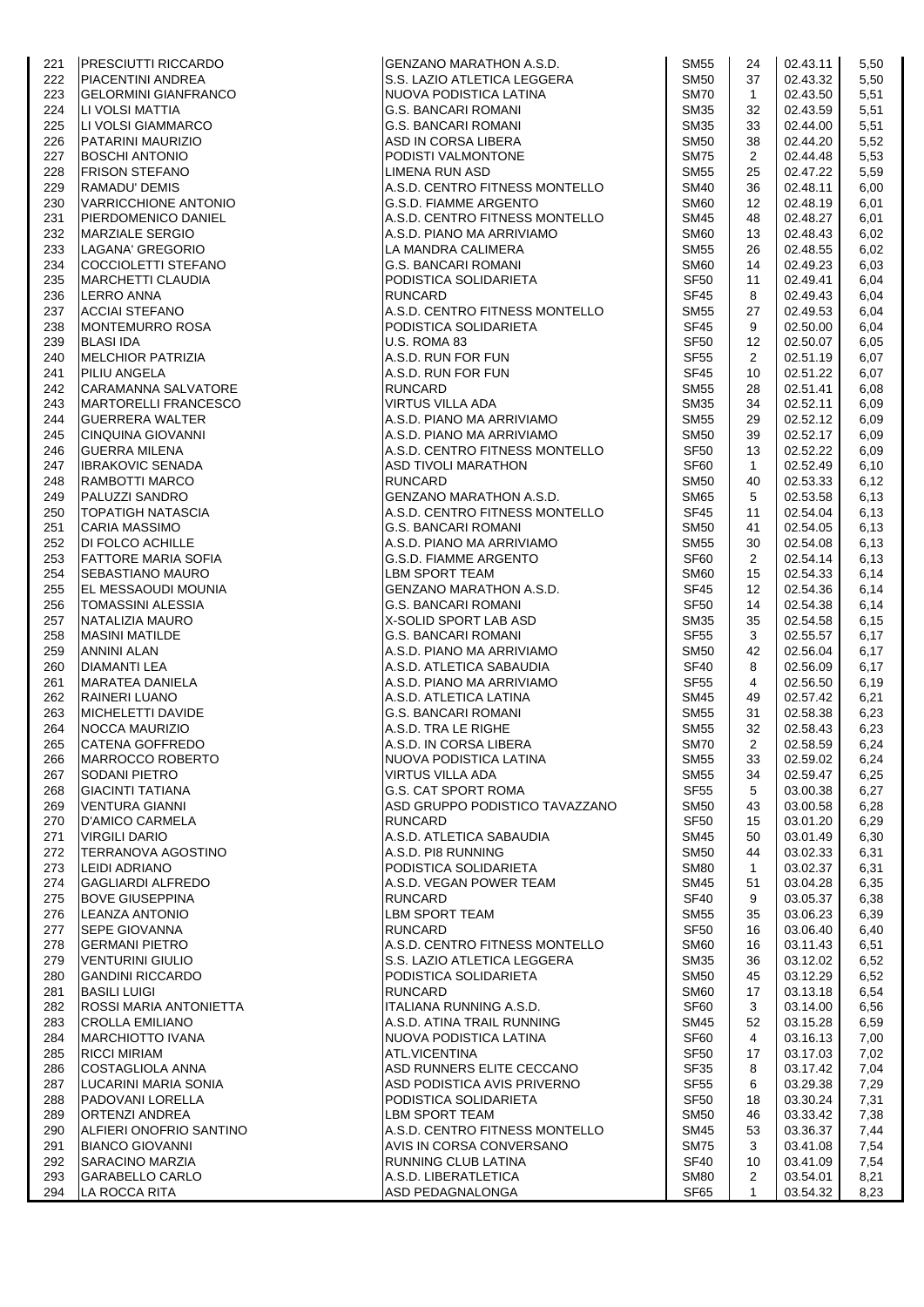| | | | | | | |
|---|---|---|---|---|---|---|
| 221 | PRESCIUTTI RICCARDO | GENZANO MARATHON A.S.D. | SM55 | 24 | 02.43.11 | 5,50 |
| 222 | PIACENTINI ANDREA | S.S. LAZIO ATLETICA LEGGERA | SM50 | 37 | 02.43.32 | 5,50 |
| 223 | GELORMINI GIANFRANCO | NUOVA PODISTICA LATINA | SM70 | 1 | 02.43.50 | 5,51 |
| 224 | LI VOLSI MATTIA | G.S. BANCARI ROMANI | SM35 | 32 | 02.43.59 | 5,51 |
| 225 | LI VOLSI GIAMMARCO | G.S. BANCARI ROMANI | SM35 | 33 | 02.44.00 | 5,51 |
| 226 | PATARINI MAURIZIO | ASD IN CORSA LIBERA | SM50 | 38 | 02.44.20 | 5,52 |
| 227 | BOSCHI ANTONIO | PODISTI VALMONTONE | SM75 | 2 | 02.44.48 | 5,53 |
| 228 | FRISON STEFANO | LIMENA RUN ASD | SM55 | 25 | 02.47.22 | 5,59 |
| 229 | RAMADU' DEMIS | A.S.D. CENTRO FITNESS MONTELLO | SM40 | 36 | 02.48.11 | 6,00 |
| 230 | VARRICCHIONE ANTONIO | G.S.D. FIAMME ARGENTO | SM60 | 12 | 02.48.19 | 6,01 |
| 231 | PIERDOMENICO DANIEL | A.S.D. CENTRO FITNESS MONTELLO | SM45 | 48 | 02.48.27 | 6,01 |
| 232 | MARZIALE SERGIO | A.S.D. PIANO MA ARRIVIAMO | SM60 | 13 | 02.48.43 | 6,02 |
| 233 | LAGANA' GREGORIO | LA MANDRA CALIMERA | SM55 | 26 | 02.48.55 | 6,02 |
| 234 | COCCIOLETTI STEFANO | G.S. BANCARI ROMANI | SM60 | 14 | 02.49.23 | 6,03 |
| 235 | MARCHETTI CLAUDIA | PODISTICA SOLIDARIETA | SF50 | 11 | 02.49.41 | 6,04 |
| 236 | LERRO ANNA | RUNCARD | SF45 | 8 | 02.49.43 | 6,04 |
| 237 | ACCIAI STEFANO | A.S.D. CENTRO FITNESS MONTELLO | SM55 | 27 | 02.49.53 | 6,04 |
| 238 | MONTEMURRO ROSA | PODISTICA SOLIDARIETA | SF45 | 9 | 02.50.00 | 6,04 |
| 239 | BLASI IDA | U.S. ROMA 83 | SF50 | 12 | 02.50.07 | 6,05 |
| 240 | MELCHIOR PATRIZIA | A.S.D. RUN FOR FUN | SF55 | 2 | 02.51.19 | 6,07 |
| 241 | PILIU ANGELA | A.S.D. RUN FOR FUN | SF45 | 10 | 02.51.22 | 6,07 |
| 242 | CARAMANNA SALVATORE | RUNCARD | SM55 | 28 | 02.51.41 | 6,08 |
| 243 | MARTORELLI FRANCESCO | VIRTUS VILLA ADA | SM35 | 34 | 02.52.11 | 6,09 |
| 244 | GUERRERA WALTER | A.S.D. PIANO MA ARRIVIAMO | SM55 | 29 | 02.52.12 | 6,09 |
| 245 | CINQUINA GIOVANNI | A.S.D. PIANO MA ARRIVIAMO | SM50 | 39 | 02.52.17 | 6,09 |
| 246 | GUERRA MILENA | A.S.D. CENTRO FITNESS MONTELLO | SF50 | 13 | 02.52.22 | 6,09 |
| 247 | IBRAKOVIC SENADA | ASD TIVOLI MARATHON | SF60 | 1 | 02.52.49 | 6,10 |
| 248 | RAMBOTTI MARCO | RUNCARD | SM50 | 40 | 02.53.33 | 6,12 |
| 249 | PALUZZI SANDRO | GENZANO MARATHON A.S.D. | SM65 | 5 | 02.53.58 | 6,13 |
| 250 | TOPATIGH NATASCIA | A.S.D. CENTRO FITNESS MONTELLO | SF45 | 11 | 02.54.04 | 6,13 |
| 251 | CARIA MASSIMO | G.S. BANCARI ROMANI | SM50 | 41 | 02.54.05 | 6,13 |
| 252 | DI FOLCO ACHILLE | A.S.D. PIANO MA ARRIVIAMO | SM55 | 30 | 02.54.08 | 6,13 |
| 253 | FATTORE MARIA SOFIA | G.S.D. FIAMME ARGENTO | SF60 | 2 | 02.54.14 | 6,13 |
| 254 | SEBASTIANO MAURO | LBM SPORT TEAM | SM60 | 15 | 02.54.33 | 6,14 |
| 255 | EL MESSAOUDI MOUNIA | GENZANO MARATHON A.S.D. | SF45 | 12 | 02.54.36 | 6,14 |
| 256 | TOMASSINI ALESSIA | G.S. BANCARI ROMANI | SF50 | 14 | 02.54.38 | 6,14 |
| 257 | NATALIZIA MAURO | X-SOLID SPORT LAB ASD | SM35 | 35 | 02.54.58 | 6,15 |
| 258 | MASINI MATILDE | G.S. BANCARI ROMANI | SF55 | 3 | 02.55.57 | 6,17 |
| 259 | ANNINI ALAN | A.S.D. PIANO MA ARRIVIAMO | SM50 | 42 | 02.56.04 | 6,17 |
| 260 | DIAMANTI LEA | A.S.D. ATLETICA SABAUDIA | SF40 | 8 | 02.56.09 | 6,17 |
| 261 | MARATEA DANIELA | A.S.D. PIANO MA ARRIVIAMO | SF55 | 4 | 02.56.50 | 6,19 |
| 262 | RAINERI LUANO | A.S.D. ATLETICA LATINA | SM45 | 49 | 02.57.42 | 6,21 |
| 263 | MICHELETTI DAVIDE | G.S. BANCARI ROMANI | SM55 | 31 | 02.58.38 | 6,23 |
| 264 | NOCCA MAURIZIO | A.S.D. TRA LE RIGHE | SM55 | 32 | 02.58.43 | 6,23 |
| 265 | CATENA GOFFREDO | A.S.D. IN CORSA LIBERA | SM70 | 2 | 02.58.59 | 6,24 |
| 266 | MARROCCO ROBERTO | NUOVA PODISTICA LATINA | SM55 | 33 | 02.59.02 | 6,24 |
| 267 | SODANI PIETRO | VIRTUS VILLA ADA | SM55 | 34 | 02.59.47 | 6,25 |
| 268 | GIACINTI TATIANA | G.S. CAT SPORT ROMA | SF55 | 5 | 03.00.38 | 6,27 |
| 269 | VENTURA GIANNI | ASD GRUPPO PODISTICO TAVAZZANO | SM50 | 43 | 03.00.58 | 6,28 |
| 270 | D'AMICO CARMELA | RUNCARD | SF50 | 15 | 03.01.20 | 6,29 |
| 271 | VIRGILI DARIO | A.S.D. ATLETICA SABAUDIA | SM45 | 50 | 03.01.49 | 6,30 |
| 272 | TERRANOVA AGOSTINO | A.S.D. PI8 RUNNING | SM50 | 44 | 03.02.33 | 6,31 |
| 273 | LEIDI ADRIANO | PODISTICA SOLIDARIETA | SM80 | 1 | 03.02.37 | 6,31 |
| 274 | GAGLIARDI ALFREDO | A.S.D. VEGAN POWER TEAM | SM45 | 51 | 03.04.28 | 6,35 |
| 275 | BOVE GIUSEPPINA | RUNCARD | SF40 | 9 | 03.05.37 | 6,38 |
| 276 | LEANZA ANTONIO | LBM SPORT TEAM | SM55 | 35 | 03.06.23 | 6,39 |
| 277 | SEPE GIOVANNA | RUNCARD | SF50 | 16 | 03.06.40 | 6,40 |
| 278 | GERMANI PIETRO | A.S.D. CENTRO FITNESS MONTELLO | SM60 | 16 | 03.11.43 | 6,51 |
| 279 | VENTURINI GIULIO | S.S. LAZIO ATLETICA LEGGERA | SM35 | 36 | 03.12.02 | 6,52 |
| 280 | GANDINI RICCARDO | PODISTICA SOLIDARIETA | SM50 | 45 | 03.12.29 | 6,52 |
| 281 | BASILI LUIGI | RUNCARD | SM60 | 17 | 03.13.18 | 6,54 |
| 282 | ROSSI MARIA ANTONIETTA | ITALIANA RUNNING A.S.D. | SF60 | 3 | 03.14.00 | 6,56 |
| 283 | CROLLA EMILIANO | A.S.D. ATINA TRAIL RUNNING | SM45 | 52 | 03.15.28 | 6,59 |
| 284 | MARCHIOTTO IVANA | NUOVA PODISTICA LATINA | SF60 | 4 | 03.16.13 | 7,00 |
| 285 | RICCI MIRIAM | ATL.VICENTINA | SF50 | 17 | 03.17.03 | 7,02 |
| 286 | COSTAGLIOLA ANNA | ASD RUNNERS ELITE CECCANO | SF35 | 8 | 03.17.42 | 7,04 |
| 287 | LUCARINI MARIA SONIA | ASD PODISTICA AVIS PRIVERNO | SF55 | 6 | 03.29.38 | 7,29 |
| 288 | PADOVANI LORELLA | PODISTICA SOLIDARIETA | SF50 | 18 | 03.30.24 | 7,31 |
| 289 | ORTENZI ANDREA | LBM SPORT TEAM | SM50 | 46 | 03.33.42 | 7,38 |
| 290 | ALFIERI ONOFRIO SANTINO | A.S.D. CENTRO FITNESS MONTELLO | SM45 | 53 | 03.36.37 | 7,44 |
| 291 | BIANCO GIOVANNI | AVIS IN CORSA CONVERSANO | SM75 | 3 | 03.41.08 | 7,54 |
| 292 | SARACINO MARZIA | RUNNING CLUB LATINA | SF40 | 10 | 03.41.09 | 7,54 |
| 293 | GARABELLO CARLO | A.S.D. LIBERATLETICA | SM80 | 2 | 03.54.01 | 8,21 |
| 294 | LA ROCCA RITA | ASD PEDAGNALONGA | SF65 | 1 | 03.54.32 | 8,23 |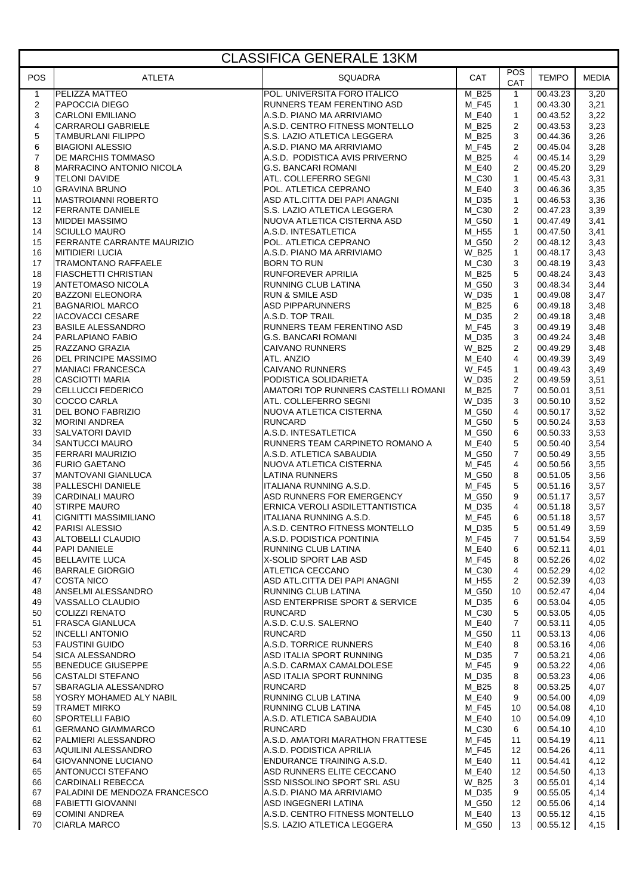# CLASSIFICA GENERALE 13KM

| POS | ATLETA | SQUADRA | CAT | POS CAT | TEMPO | MEDIA |
|---|---|---|---|---|---|---|
| 1 | PELIZZA MATTEO | POL. UNIVERSITA FORO ITALICO | M_B25 | 1 | 00.43.23 | 3,20 |
| 2 | PAPOCCIA DIEGO | RUNNERS TEAM FERENTINO ASD | M_F45 | 1 | 00.43.30 | 3,21 |
| 3 | CARLONI EMILIANO | A.S.D. PIANO MA ARRIVIAMO | M_E40 | 1 | 00.43.52 | 3,22 |
| 4 | CARRAROLI GABRIELE | A.S.D. CENTRO FITNESS MONTELLO | M_B25 | 2 | 00.43.53 | 3,23 |
| 5 | TAMBURLANI FILIPPO | S.S. LAZIO ATLETICA LEGGERA | M_B25 | 3 | 00.44.36 | 3,26 |
| 6 | BIAGIONI ALESSIO | A.S.D. PIANO MA ARRIVIAMO | M_F45 | 2 | 00.45.04 | 3,28 |
| 7 | DE MARCHIS TOMMASO | A.S.D. PODISTICA AVIS PRIVERNO | M_B25 | 4 | 00.45.14 | 3,29 |
| 8 | MARRACINO ANTONIO NICOLA | G.S. BANCARI ROMANI | M_E40 | 2 | 00.45.20 | 3,29 |
| 9 | TELONI DAVIDE | ATL. COLLEFERRO SEGNI | M_C30 | 1 | 00.45.43 | 3,31 |
| 10 | GRAVINA BRUNO | POL. ATLETICA CEPRANO | M_E40 | 3 | 00.46.36 | 3,35 |
| 11 | MASTROIANNI ROBERTO | ASD ATL.CITTA DEI PAPI ANAGNI | M_D35 | 1 | 00.46.53 | 3,36 |
| 12 | FERRANTE DANIELE | S.S. LAZIO ATLETICA LEGGERA | M_C30 | 2 | 00.47.23 | 3,39 |
| 13 | MIDDEI MASSIMO | NUOVA ATLETICA CISTERNA ASD | M_G50 | 1 | 00.47.49 | 3,41 |
| 14 | SCIULLO MAURO | A.S.D. INTESATLETICA | M_H55 | 1 | 00.47.50 | 3,41 |
| 15 | FERRANTE CARRANTE MAURIZIO | POL. ATLETICA CEPRANO | M_G50 | 2 | 00.48.12 | 3,43 |
| 16 | MITIDIERI LUCIA | A.S.D. PIANO MA ARRIVIAMO | W_B25 | 1 | 00.48.17 | 3,43 |
| 17 | TRAMONTANO RAFFAELE | BORN TO RUN | M_C30 | 3 | 00.48.19 | 3,43 |
| 18 | FIASCHETTI CHRISTIAN | RUNFOREVER APRILIA | M_B25 | 5 | 00.48.24 | 3,43 |
| 19 | ANTETOMASO NICOLA | RUNNING CLUB LATINA | M_G50 | 3 | 00.48.34 | 3,44 |
| 20 | BAZZONI ELEONORA | RUN & SMILE ASD | W_D35 | 1 | 00.49.08 | 3,47 |
| 21 | BAGNARIOL MARCO | ASD PIPPARUNNERS | M_B25 | 6 | 00.49.18 | 3,48 |
| 22 | IACOVACCI CESARE | A.S.D. TOP TRAIL | M_D35 | 2 | 00.49.18 | 3,48 |
| 23 | BASILE ALESSANDRO | RUNNERS TEAM FERENTINO ASD | M_F45 | 3 | 00.49.19 | 3,48 |
| 24 | PARLAPIANO FABIO | G.S. BANCARI ROMANI | M_D35 | 3 | 00.49.24 | 3,48 |
| 25 | RAZZANO GRAZIA | CAIVANO RUNNERS | W_B25 | 2 | 00.49.29 | 3,48 |
| 26 | DEL PRINCIPE MASSIMO | ATL. ANZIO | M_E40 | 4 | 00.49.39 | 3,49 |
| 27 | MANIACI FRANCESCA | CAIVANO RUNNERS | W_F45 | 1 | 00.49.43 | 3,49 |
| 28 | CASCIOTTI MARIA | PODISTICA SOLIDARIETA | W_D35 | 2 | 00.49.59 | 3,51 |
| 29 | CELLUCCI FEDERICO | AMATORI TOP RUNNERS CASTELLI ROMANI | M_B25 | 7 | 00.50.01 | 3,51 |
| 30 | COCCO CARLA | ATL. COLLEFERRO SEGNI | W_D35 | 3 | 00.50.10 | 3,52 |
| 31 | DEL BONO FABRIZIO | NUOVA ATLETICA CISTERNA | M_G50 | 4 | 00.50.17 | 3,52 |
| 32 | MORINI ANDREA | RUNCARD | M_G50 | 5 | 00.50.24 | 3,53 |
| 33 | SALVATORI DAVID | A.S.D. INTESATLETICA | M_G50 | 6 | 00.50.33 | 3,53 |
| 34 | SANTUCCI MAURO | RUNNERS TEAM CARPINETO ROMANO A | M_E40 | 5 | 00.50.40 | 3,54 |
| 35 | FERRARI MAURIZIO | A.S.D. ATLETICA SABAUDIA | M_G50 | 7 | 00.50.49 | 3,55 |
| 36 | FURIO GAETANO | NUOVA ATLETICA CISTERNA | M_F45 | 4 | 00.50.56 | 3,55 |
| 37 | MANTOVANI GIANLUCA | LATINA RUNNERS | M_G50 | 8 | 00.51.05 | 3,56 |
| 38 | PALLESCHI DANIELE | ITALIANA RUNNING A.S.D. | M_F45 | 5 | 00.51.16 | 3,57 |
| 39 | CARDINALI MAURO | ASD RUNNERS FOR EMERGENCY | M_G50 | 9 | 00.51.17 | 3,57 |
| 40 | STIRPE MAURO | ERNICA VEROLI ASDILETTANTISTICA | M_D35 | 4 | 00.51.18 | 3,57 |
| 41 | CIGNITTI MASSIMILIANO | ITALIANA RUNNING A.S.D. | M_F45 | 6 | 00.51.18 | 3,57 |
| 42 | PARISI ALESSIO | A.S.D. CENTRO FITNESS MONTELLO | M_D35 | 5 | 00.51.49 | 3,59 |
| 43 | ALTOBELLI CLAUDIO | A.S.D. PODISTICA PONTINIA | M_F45 | 7 | 00.51.54 | 3,59 |
| 44 | PAPI DANIELE | RUNNING CLUB LATINA | M_E40 | 6 | 00.52.11 | 4,01 |
| 45 | BELLAVITE LUCA | X-SOLID SPORT LAB ASD | M_F45 | 8 | 00.52.26 | 4,02 |
| 46 | BARRALE GIORGIO | ATLETICA CECCANO | M_C30 | 4 | 00.52.29 | 4,02 |
| 47 | COSTA NICO | ASD ATL.CITTA DEI PAPI ANAGNI | M_H55 | 2 | 00.52.39 | 4,03 |
| 48 | ANSELMI ALESSANDRO | RUNNING CLUB LATINA | M_G50 | 10 | 00.52.47 | 4,04 |
| 49 | VASSALLO CLAUDIO | ASD ENTERPRISE SPORT & SERVICE | M_D35 | 6 | 00.53.04 | 4,05 |
| 50 | COLIZZI RENATO | RUNCARD | M_C30 | 5 | 00.53.05 | 4,05 |
| 51 | FRASCA GIANLUCA | A.S.D. C.U.S. SALERNO | M_E40 | 7 | 00.53.11 | 4,05 |
| 52 | INCELLI ANTONIO | RUNCARD | M_G50 | 11 | 00.53.13 | 4,06 |
| 53 | FAUSTINI GUIDO | A.S.D. TORRICE RUNNERS | M_E40 | 8 | 00.53.16 | 4,06 |
| 54 | SICA ALESSANDRO | ASD ITALIA SPORT RUNNING | M_D35 | 7 | 00.53.21 | 4,06 |
| 55 | BENEDUCE GIUSEPPE | A.S.D. CARMAX CAMALDOLESE | M_F45 | 9 | 00.53.22 | 4,06 |
| 56 | CASTALDI STEFANO | ASD ITALIA SPORT RUNNING | M_D35 | 8 | 00.53.23 | 4,06 |
| 57 | SBARAGLIA ALESSANDRO | RUNCARD | M_B25 | 8 | 00.53.25 | 4,07 |
| 58 | YOSRY MOHAMED ALY NABIL | RUNNING CLUB LATINA | M_E40 | 9 | 00.54.00 | 4,09 |
| 59 | TRAMET MIRKO | RUNNING CLUB LATINA | M_F45 | 10 | 00.54.08 | 4,10 |
| 60 | SPORTELLI FABIO | A.S.D. ATLETICA SABAUDIA | M_E40 | 10 | 00.54.09 | 4,10 |
| 61 | GERMANO GIAMMARCO | RUNCARD | M_C30 | 6 | 00.54.10 | 4,10 |
| 62 | PALMIERI ALESSANDRO | A.S.D. AMATORI MARATHON FRATTESE | M_F45 | 11 | 00.54.19 | 4,11 |
| 63 | AQUILINI ALESSANDRO | A.S.D. PODISTICA APRILIA | M_F45 | 12 | 00.54.26 | 4,11 |
| 64 | GIOVANNONE LUCIANO | ENDURANCE TRAINING A.S.D. | M_E40 | 11 | 00.54.41 | 4,12 |
| 65 | ANTONUCCI STEFANO | ASD RUNNERS ELITE CECCANO | M_E40 | 12 | 00.54.50 | 4,13 |
| 66 | CARDINALI REBECCA | SSD NISSOLINO SPORT SRL ASU | W_B25 | 3 | 00.55.01 | 4,14 |
| 67 | PALADINI DE MENDOZA FRANCESCO | A.S.D. PIANO MA ARRIVIAMO | M_D35 | 9 | 00.55.05 | 4,14 |
| 68 | FABIETTI GIOVANNI | ASD INGEGNERI LATINA | M_G50 | 12 | 00.55.06 | 4,14 |
| 69 | COMINI ANDREA | A.S.D. CENTRO FITNESS MONTELLO | M_E40 | 13 | 00.55.12 | 4,15 |
| 70 | CIARLA MARCO | S.S. LAZIO ATLETICA LEGGERA | M_G50 | 13 | 00.55.12 | 4,15 |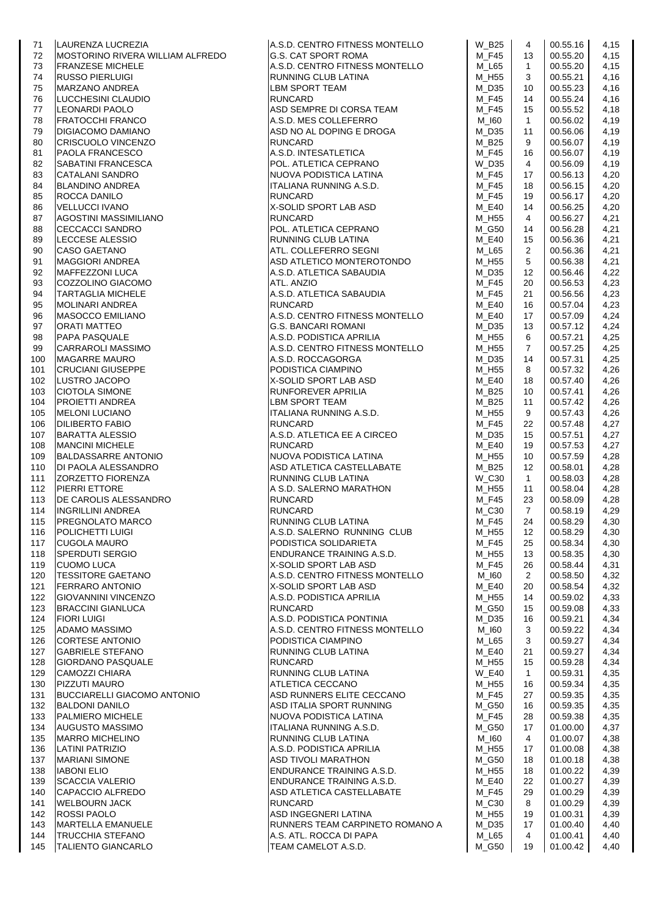| | | | | | | |
|---|---|---|---|---|---|---|
| 71 | LAURENZA LUCREZIA | A.S.D. CENTRO FITNESS MONTELLO | W_B25 | 4 | 00.55.16 | 4,15 |
| 72 | MOSTORINO RIVERA WILLIAM ALFREDO | G.S. CAT SPORT ROMA | M_F45 | 13 | 00.55.20 | 4,15 |
| 73 | FRANZESE MICHELE | A.S.D. CENTRO FITNESS MONTELLO | M_L65 | 1 | 00.55.20 | 4,15 |
| 74 | RUSSO PIERLUIGI | RUNNING CLUB LATINA | M_H55 | 3 | 00.55.21 | 4,16 |
| 75 | MARZANO ANDREA | LBM SPORT TEAM | M_D35 | 10 | 00.55.23 | 4,16 |
| 76 | LUCCHESINI CLAUDIO | RUNCARD | M_F45 | 14 | 00.55.24 | 4,16 |
| 77 | LEONARDI PAOLO | ASD SEMPRE DI CORSA TEAM | M_F45 | 15 | 00.55.52 | 4,18 |
| 78 | FRATOCCHI FRANCO | A.S.D. MES COLLEFERRO | M_I60 | 1 | 00.56.02 | 4,19 |
| 79 | DIGIACOMO DAMIANO | ASD NO AL DOPING E DROGA | M_D35 | 11 | 00.56.06 | 4,19 |
| 80 | CRISCUOLO VINCENZO | RUNCARD | M_B25 | 9 | 00.56.07 | 4,19 |
| 81 | PAOLA FRANCESCO | A.S.D. INTESATLETICA | M_F45 | 16 | 00.56.07 | 4,19 |
| 82 | SABATINI FRANCESCA | POL. ATLETICA CEPRANO | W_D35 | 4 | 00.56.09 | 4,19 |
| 83 | CATALANI SANDRO | NUOVA PODISTICA LATINA | M_F45 | 17 | 00.56.13 | 4,20 |
| 84 | BLANDINO ANDREA | ITALIANA RUNNING A.S.D. | M_F45 | 18 | 00.56.15 | 4,20 |
| 85 | ROCCA DANILO | RUNCARD | M_F45 | 19 | 00.56.17 | 4,20 |
| 86 | VELLUCCI IVANO | X-SOLID SPORT LAB ASD | M_E40 | 14 | 00.56.25 | 4,20 |
| 87 | AGOSTINI MASSIMILIANO | RUNCARD | M_H55 | 4 | 00.56.27 | 4,21 |
| 88 | CECCACCI SANDRO | POL. ATLETICA CEPRANO | M_G50 | 14 | 00.56.28 | 4,21 |
| 89 | LECCESE ALESSIO | RUNNING CLUB LATINA | M_E40 | 15 | 00.56.36 | 4,21 |
| 90 | CASO GAETANO | ATL. COLLEFERRO SEGNI | M_L65 | 2 | 00.56.36 | 4,21 |
| 91 | MAGGIORI ANDREA | ASD ATLETICO MONTEROTONDO | M_H55 | 5 | 00.56.38 | 4,21 |
| 92 | MAFFEZZONI LUCA | A.S.D. ATLETICA SABAUDIA | M_D35 | 12 | 00.56.46 | 4,22 |
| 93 | COZZOLINO GIACOMO | ATL. ANZIO | M_F45 | 20 | 00.56.53 | 4,23 |
| 94 | TARTAGLIA MICHELE | A.S.D. ATLETICA SABAUDIA | M_F45 | 21 | 00.56.56 | 4,23 |
| 95 | MOLINARI ANDREA | RUNCARD | M_E40 | 16 | 00.57.04 | 4,23 |
| 96 | MASOCCO EMILIANO | A.S.D. CENTRO FITNESS MONTELLO | M_E40 | 17 | 00.57.09 | 4,24 |
| 97 | ORATI MATTEO | G.S. BANCARI ROMANI | M_D35 | 13 | 00.57.12 | 4,24 |
| 98 | PAPA PASQUALE | A.S.D. PODISTICA APRILIA | M_H55 | 6 | 00.57.21 | 4,25 |
| 99 | CARRAROLI MASSIMO | A.S.D. CENTRO FITNESS MONTELLO | M_H55 | 7 | 00.57.25 | 4,25 |
| 100 | MAGARRE MAURO | A.S.D. ROCCAGORGA | M_D35 | 14 | 00.57.31 | 4,25 |
| 101 | CRUCIANI GIUSEPPE | PODISTICA CIAMPINO | M_H55 | 8 | 00.57.32 | 4,26 |
| 102 | LUSTRO JACOPO | X-SOLID SPORT LAB ASD | M_E40 | 18 | 00.57.40 | 4,26 |
| 103 | CIOTOLA SIMONE | RUNFOREVER APRILIA | M_B25 | 10 | 00.57.41 | 4,26 |
| 104 | PROIETTI ANDREA | LBM SPORT TEAM | M_B25 | 11 | 00.57.42 | 4,26 |
| 105 | MELONI LUCIANO | ITALIANA RUNNING A.S.D. | M_H55 | 9 | 00.57.43 | 4,26 |
| 106 | DILIBERTO FABIO | RUNCARD | M_F45 | 22 | 00.57.48 | 4,27 |
| 107 | BARATTA ALESSIO | A.S.D. ATLETICA EE A CIRCEO | M_D35 | 15 | 00.57.51 | 4,27 |
| 108 | MANCINI MICHELE | RUNCARD | M_E40 | 19 | 00.57.53 | 4,27 |
| 109 | BALDASSARRE ANTONIO | NUOVA PODISTICA LATINA | M_H55 | 10 | 00.57.59 | 4,28 |
| 110 | DI PAOLA ALESSANDRO | ASD ATLETICA CASTELLABATE | M_B25 | 12 | 00.58.01 | 4,28 |
| 111 | ZORZETTO FIORENZA | RUNNING CLUB LATINA | W_C30 | 1 | 00.58.03 | 4,28 |
| 112 | PIERRI ETTORE | A S.D. SALERNO MARATHON | M_H55 | 11 | 00.58.04 | 4,28 |
| 113 | DE CAROLIS ALESSANDRO | RUNCARD | M_F45 | 23 | 00.58.09 | 4,28 |
| 114 | INGRILLINI ANDREA | RUNCARD | M_C30 | 7 | 00.58.19 | 4,29 |
| 115 | PREGNOLATO MARCO | RUNNING CLUB LATINA | M_F45 | 24 | 00.58.29 | 4,30 |
| 116 | POLICHETTI LUIGI | A.S.D. SALERNO RUNNING CLUB | M_H55 | 12 | 00.58.29 | 4,30 |
| 117 | CUGOLA MAURO | PODISTICA SOLIDARIETA | M_F45 | 25 | 00.58.34 | 4,30 |
| 118 | SPERDUTI SERGIO | ENDURANCE TRAINING A.S.D. | M_H55 | 13 | 00.58.35 | 4,30 |
| 119 | CUOMO LUCA | X-SOLID SPORT LAB ASD | M_F45 | 26 | 00.58.44 | 4,31 |
| 120 | TESSITORE GAETANO | A.S.D. CENTRO FITNESS MONTELLO | M_I60 | 2 | 00.58.50 | 4,32 |
| 121 | FERRARO ANTONIO | X-SOLID SPORT LAB ASD | M_E40 | 20 | 00.58.54 | 4,32 |
| 122 | GIOVANNINI VINCENZO | A.S.D. PODISTICA APRILIA | M_H55 | 14 | 00.59.02 | 4,33 |
| 123 | BRACCINI GIANLUCA | RUNCARD | M_G50 | 15 | 00.59.08 | 4,33 |
| 124 | FIORI LUIGI | A.S.D. PODISTICA PONTINIA | M_D35 | 16 | 00.59.21 | 4,34 |
| 125 | ADAMO MASSIMO | A.S.D. CENTRO FITNESS MONTELLO | M_I60 | 3 | 00.59.22 | 4,34 |
| 126 | CORTESE ANTONIO | PODISTICA CIAMPINO | M_L65 | 3 | 00.59.27 | 4,34 |
| 127 | GABRIELE STEFANO | RUNNING CLUB LATINA | M_E40 | 21 | 00.59.27 | 4,34 |
| 128 | GIORDANO PASQUALE | RUNCARD | M_H55 | 15 | 00.59.28 | 4,34 |
| 129 | CAMOZZI CHIARA | RUNNING CLUB LATINA | W_E40 | 1 | 00.59.31 | 4,35 |
| 130 | PIZZUTI MAURO | ATLETICA CECCANO | M_H55 | 16 | 00.59.34 | 4,35 |
| 131 | BUCCIARELLI GIACOMO ANTONIO | ASD RUNNERS ELITE CECCANO | M_F45 | 27 | 00.59.35 | 4,35 |
| 132 | BALDONI DANILO | ASD ITALIA SPORT RUNNING | M_G50 | 16 | 00.59.35 | 4,35 |
| 133 | PALMIERO MICHELE | NUOVA PODISTICA LATINA | M_F45 | 28 | 00.59.38 | 4,35 |
| 134 | AUGUSTO MASSIMO | ITALIANA RUNNING A.S.D. | M_G50 | 17 | 01.00.00 | 4,37 |
| 135 | MARRO MICHELINO | RUNNING CLUB LATINA | M_I60 | 4 | 01.00.07 | 4,38 |
| 136 | LATINI PATRIZIO | A.S.D. PODISTICA APRILIA | M_H55 | 17 | 01.00.08 | 4,38 |
| 137 | MARIANI SIMONE | ASD TIVOLI MARATHON | M_G50 | 18 | 01.00.18 | 4,38 |
| 138 | IABONI ELIO | ENDURANCE TRAINING A.S.D. | M_H55 | 18 | 01.00.22 | 4,39 |
| 139 | SCACCIA VALERIO | ENDURANCE TRAINING A.S.D. | M_E40 | 22 | 01.00.27 | 4,39 |
| 140 | CAPACCIO ALFREDO | ASD ATLETICA CASTELLABATE | M_F45 | 29 | 01.00.29 | 4,39 |
| 141 | WELBOURN JACK | RUNCARD | M_C30 | 8 | 01.00.29 | 4,39 |
| 142 | ROSSI PAOLO | ASD INGEGNERI LATINA | M_H55 | 19 | 01.00.31 | 4,39 |
| 143 | MARTELLA EMANUELE | RUNNERS TEAM CARPINETO ROMANO A | M_D35 | 17 | 01.00.40 | 4,40 |
| 144 | TRUCCHIA STEFANO | A.S. ATL. ROCCA DI PAPA | M_L65 | 4 | 01.00.41 | 4,40 |
| 145 | TALIENTO GIANCARLO | TEAM CAMELOT A.S.D. | M_G50 | 19 | 01.00.42 | 4,40 |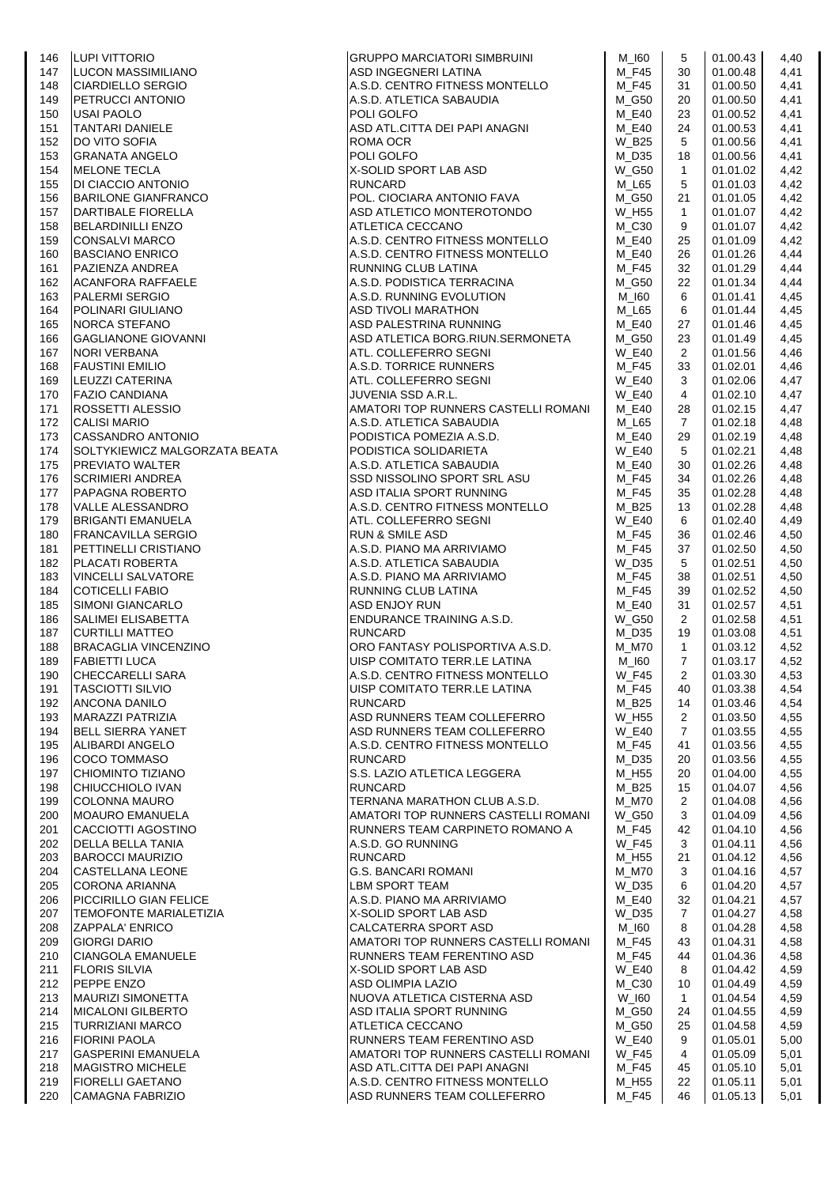| | | | | | | |
|---|---|---|---|---|---|---|
| 146 | LUPI VITTORIO | GRUPPO MARCIATORI SIMBRUINI | M_I60 | 5 | 01.00.43 | 4,40 |
| 147 | LUCON MASSIMILIANO | ASD INGEGNERI LATINA | M_F45 | 30 | 01.00.48 | 4,41 |
| 148 | CIARDIELLO SERGIO | A.S.D. CENTRO FITNESS MONTELLO | M_F45 | 31 | 01.00.50 | 4,41 |
| 149 | PETRUCCI ANTONIO | A.S.D. ATLETICA SABAUDIA | M_G50 | 20 | 01.00.50 | 4,41 |
| 150 | USAI PAOLO | POLI GOLFO | M_E40 | 23 | 01.00.52 | 4,41 |
| 151 | TANTARI DANIELE | ASD ATL.CITTA DEI PAPI ANAGNI | M_E40 | 24 | 01.00.53 | 4,41 |
| 152 | DO VITO SOFIA | ROMA OCR | W_B25 | 5 | 01.00.56 | 4,41 |
| 153 | GRANATA ANGELO | POLI GOLFO | M_D35 | 18 | 01.00.56 | 4,41 |
| 154 | MELONE TECLA | X-SOLID SPORT LAB ASD | W_G50 | 1 | 01.01.02 | 4,42 |
| 155 | DI CIACCIO ANTONIO | RUNCARD | M_L65 | 5 | 01.01.03 | 4,42 |
| 156 | BARILONE GIANFRANCO | POL. CIOCIARA ANTONIO FAVA | M_G50 | 21 | 01.01.05 | 4,42 |
| 157 | DARTIBALE FIORELLA | ASD ATLETICO MONTEROTONDO | W_H55 | 1 | 01.01.07 | 4,42 |
| 158 | BELARDINILLI ENZO | ATLETICA CECCANO | M_C30 | 9 | 01.01.07 | 4,42 |
| 159 | CONSALVI MARCO | A.S.D. CENTRO FITNESS MONTELLO | M_E40 | 25 | 01.01.09 | 4,42 |
| 160 | BASCIANO ENRICO | A.S.D. CENTRO FITNESS MONTELLO | M_E40 | 26 | 01.01.26 | 4,44 |
| 161 | PAZIENZA ANDREA | RUNNING CLUB LATINA | M_F45 | 32 | 01.01.29 | 4,44 |
| 162 | ACANFORA RAFFAELE | A.S.D. PODISTICA TERRACINA | M_G50 | 22 | 01.01.34 | 4,44 |
| 163 | PALERMI SERGIO | A.S.D. RUNNING EVOLUTION | M_I60 | 6 | 01.01.41 | 4,45 |
| 164 | POLINARI GIULIANO | ASD TIVOLI MARATHON | M_L65 | 6 | 01.01.44 | 4,45 |
| 165 | NORCA STEFANO | ASD PALESTRINA RUNNING | M_E40 | 27 | 01.01.46 | 4,45 |
| 166 | GAGLIANONE GIOVANNI | ASD ATLETICA BORG.RIUN.SERMONETA | M_G50 | 23 | 01.01.49 | 4,45 |
| 167 | NORI VERBANA | ATL. COLLEFERRO SEGNI | W_E40 | 2 | 01.01.56 | 4,46 |
| 168 | FAUSTINI EMILIO | A.S.D. TORRICE RUNNERS | M_F45 | 33 | 01.02.01 | 4,46 |
| 169 | LEUZZI CATERINA | ATL. COLLEFERRO SEGNI | W_E40 | 3 | 01.02.06 | 4,47 |
| 170 | FAZIO CANDIANA | JUVENIA SSD A.R.L. | W_E40 | 4 | 01.02.10 | 4,47 |
| 171 | ROSSETTI ALESSIO | AMATORI TOP RUNNERS CASTELLI ROMANI | M_E40 | 28 | 01.02.15 | 4,47 |
| 172 | CALISI MARIO | A.S.D. ATLETICA SABAUDIA | M_L65 | 7 | 01.02.18 | 4,48 |
| 173 | CASSANDRO ANTONIO | PODISTICA POMEZIA A.S.D. | M_E40 | 29 | 01.02.19 | 4,48 |
| 174 | SOLTYKIEWICZ MALGORZATA BEATA | PODISTICA SOLIDARIETA | W_E40 | 5 | 01.02.21 | 4,48 |
| 175 | PREVIATO WALTER | A.S.D. ATLETICA SABAUDIA | M_E40 | 30 | 01.02.26 | 4,48 |
| 176 | SCRIMIERI ANDREA | SSD NISSOLINO SPORT SRL ASU | M_F45 | 34 | 01.02.26 | 4,48 |
| 177 | PAPAGNA ROBERTO | ASD ITALIA SPORT RUNNING | M_F45 | 35 | 01.02.28 | 4,48 |
| 178 | VALLE ALESSANDRO | A.S.D. CENTRO FITNESS MONTELLO | M_B25 | 13 | 01.02.28 | 4,48 |
| 179 | BRIGANTI EMANUELA | ATL. COLLEFERRO SEGNI | W_E40 | 6 | 01.02.40 | 4,49 |
| 180 | FRANCAVILLA SERGIO | RUN & SMILE ASD | M_F45 | 36 | 01.02.46 | 4,50 |
| 181 | PETTINELLI CRISTIANO | A.S.D. PIANO MA ARRIVIAMO | M_F45 | 37 | 01.02.50 | 4,50 |
| 182 | PLACATI ROBERTA | A.S.D. ATLETICA SABAUDIA | W_D35 | 5 | 01.02.51 | 4,50 |
| 183 | VINCELLI SALVATORE | A.S.D. PIANO MA ARRIVIAMO | M_F45 | 38 | 01.02.51 | 4,50 |
| 184 | COTICELLI FABIO | RUNNING CLUB LATINA | M_F45 | 39 | 01.02.52 | 4,50 |
| 185 | SIMONI GIANCARLO | ASD ENJOY RUN | M_E40 | 31 | 01.02.57 | 4,51 |
| 186 | SALIMEI ELISABETTA | ENDURANCE TRAINING A.S.D. | W_G50 | 2 | 01.02.58 | 4,51 |
| 187 | CURTILLI MATTEO | RUNCARD | M_D35 | 19 | 01.03.08 | 4,51 |
| 188 | BRACAGLIA VINCENZINO | ORO FANTASY POLISPORTIVA A.S.D. | M_M70 | 1 | 01.03.12 | 4,52 |
| 189 | FABIETTI LUCA | UISP COMITATO TERR.LE LATINA | M_I60 | 7 | 01.03.17 | 4,52 |
| 190 | CHECCARELLI SARA | A.S.D. CENTRO FITNESS MONTELLO | W_F45 | 2 | 01.03.30 | 4,53 |
| 191 | TASCIOTTI SILVIO | UISP COMITATO TERR.LE LATINA | M_F45 | 40 | 01.03.38 | 4,54 |
| 192 | ANCONA DANILO | RUNCARD | M_B25 | 14 | 01.03.46 | 4,54 |
| 193 | MARAZZI PATRIZIA | ASD RUNNERS TEAM COLLEFERRO | W_H55 | 2 | 01.03.50 | 4,55 |
| 194 | BELL SIERRA YANET | ASD RUNNERS TEAM COLLEFERRO | W_E40 | 7 | 01.03.55 | 4,55 |
| 195 | ALIBARDI ANGELO | A.S.D. CENTRO FITNESS MONTELLO | M_F45 | 41 | 01.03.56 | 4,55 |
| 196 | COCO TOMMASO | RUNCARD | M_D35 | 20 | 01.03.56 | 4,55 |
| 197 | CHIOMINTO TIZIANO | S.S. LAZIO ATLETICA LEGGERA | M_H55 | 20 | 01.04.00 | 4,55 |
| 198 | CHIUCCHIOLO IVAN | RUNCARD | M_B25 | 15 | 01.04.07 | 4,56 |
| 199 | COLONNA MAURO | TERNANA MARATHON CLUB A.S.D. | M_M70 | 2 | 01.04.08 | 4,56 |
| 200 | MOAURO EMANUELA | AMATORI TOP RUNNERS CASTELLI ROMANI | W_G50 | 3 | 01.04.09 | 4,56 |
| 201 | CACCIOTTI AGOSTINO | RUNNERS TEAM CARPINETO ROMANO A | M_F45 | 42 | 01.04.10 | 4,56 |
| 202 | DELLA BELLA TANIA | A.S.D. GO RUNNING | W_F45 | 3 | 01.04.11 | 4,56 |
| 203 | BAROCCI MAURIZIO | RUNCARD | M_H55 | 21 | 01.04.12 | 4,56 |
| 204 | CASTELLANA LEONE | G.S. BANCARI ROMANI | M_M70 | 3 | 01.04.16 | 4,57 |
| 205 | CORONA ARIANNA | LBM SPORT TEAM | W_D35 | 6 | 01.04.20 | 4,57 |
| 206 | PICCIRILLO GIAN FELICE | A.S.D. PIANO MA ARRIVIAMO | M_E40 | 32 | 01.04.21 | 4,57 |
| 207 | TEMOFONTE MARIALETIZIA | X-SOLID SPORT LAB ASD | W_D35 | 7 | 01.04.27 | 4,58 |
| 208 | ZAPPALA' ENRICO | CALCATERRA SPORT ASD | M_I60 | 8 | 01.04.28 | 4,58 |
| 209 | GIORGI DARIO | AMATORI TOP RUNNERS CASTELLI ROMANI | M_F45 | 43 | 01.04.31 | 4,58 |
| 210 | CIANGOLA EMANUELE | RUNNERS TEAM FERENTINO ASD | M_F45 | 44 | 01.04.36 | 4,58 |
| 211 | FLORIS SILVIA | X-SOLID SPORT LAB ASD | W_E40 | 8 | 01.04.42 | 4,59 |
| 212 | PEPPE ENZO | ASD OLIMPIA LAZIO | M_C30 | 10 | 01.04.49 | 4,59 |
| 213 | MAURIZI SIMONETTA | NUOVA ATLETICA CISTERNA ASD | W_I60 | 1 | 01.04.54 | 4,59 |
| 214 | MICALONI GILBERTO | ASD ITALIA SPORT RUNNING | M_G50 | 24 | 01.04.55 | 4,59 |
| 215 | TURRIZIANI MARCO | ATLETICA CECCANO | M_G50 | 25 | 01.04.58 | 4,59 |
| 216 | FIORINI PAOLA | RUNNERS TEAM FERENTINO ASD | W_E40 | 9 | 01.05.01 | 5,00 |
| 217 | GASPERINI EMANUELA | AMATORI TOP RUNNERS CASTELLI ROMANI | W_F45 | 4 | 01.05.09 | 5,01 |
| 218 | MAGISTRO MICHELE | ASD ATL.CITTA DEI PAPI ANAGNI | M_F45 | 45 | 01.05.10 | 5,01 |
| 219 | FIORELLI GAETANO | A.S.D. CENTRO FITNESS MONTELLO | M_H55 | 22 | 01.05.11 | 5,01 |
| 220 | CAMAGNA FABRIZIO | ASD RUNNERS TEAM COLLEFERRO | M_F45 | 46 | 01.05.13 | 5,01 |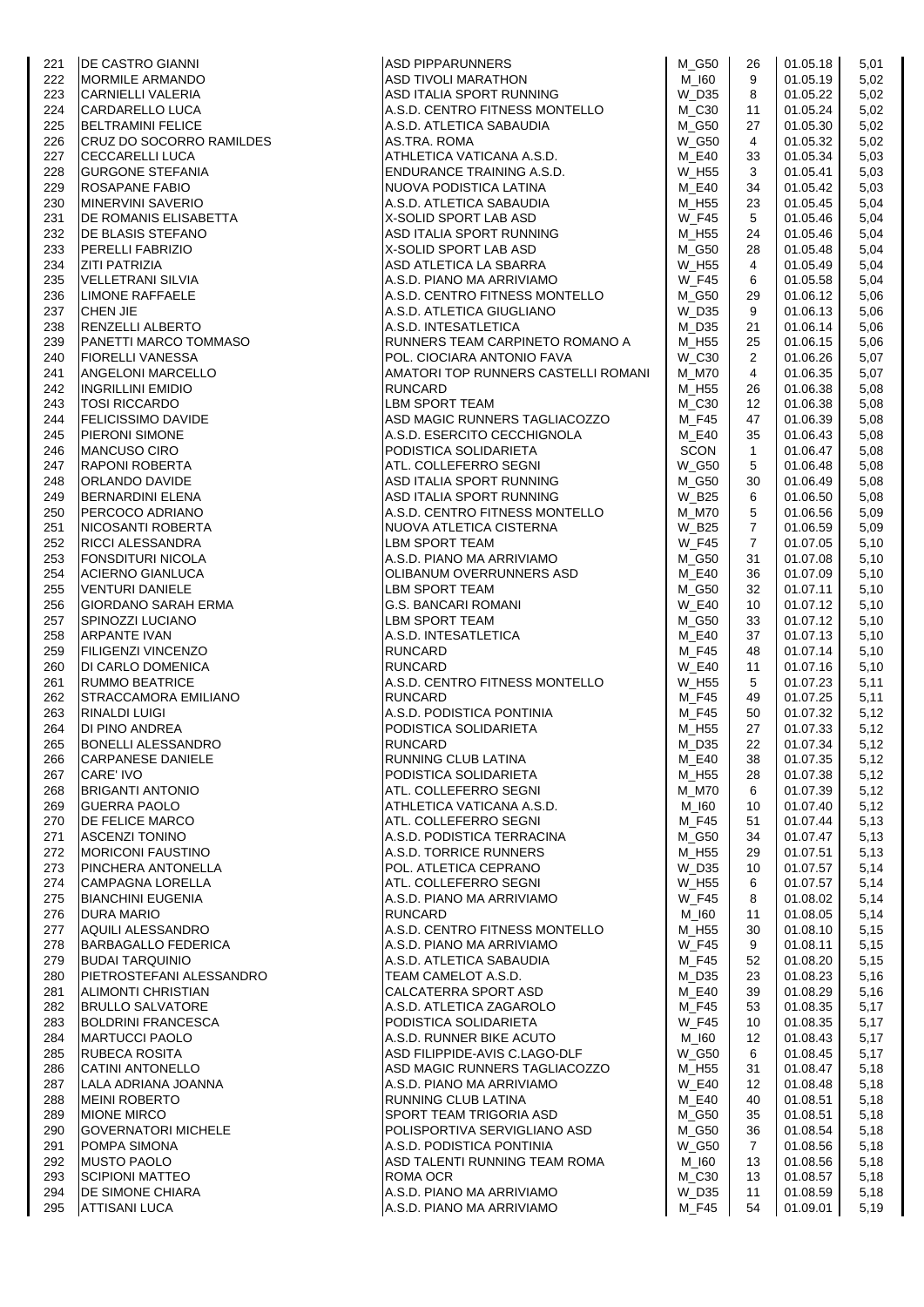| | | | | | | |
|---|---|---|---|---|---|---|
| 221 | DE CASTRO GIANNI | ASD PIPPARUNNERS | M_G50 | 26 | 01.05.18 | 5,01 |
| 222 | MORMILE ARMANDO | ASD TIVOLI MARATHON | M_I60 | 9 | 01.05.19 | 5,02 |
| 223 | CARNIELLI VALERIA | ASD ITALIA SPORT RUNNING | W_D35 | 8 | 01.05.22 | 5,02 |
| 224 | CARDARELLO LUCA | A.S.D. CENTRO FITNESS MONTELLO | M_C30 | 11 | 01.05.24 | 5,02 |
| 225 | BELTRAMINI FELICE | A.S.D. ATLETICA SABAUDIA | M_G50 | 27 | 01.05.30 | 5,02 |
| 226 | CRUZ DO SOCORRO RAMILDES | AS.TRA. ROMA | W_G50 | 4 | 01.05.32 | 5,02 |
| 227 | CECCARELLI LUCA | ATHLETICA VATICANA A.S.D. | M_E40 | 33 | 01.05.34 | 5,03 |
| 228 | GURGONE STEFANIA | ENDURANCE TRAINING A.S.D. | W_H55 | 3 | 01.05.41 | 5,03 |
| 229 | ROSAPANE FABIO | NUOVA PODISTICA LATINA | M_E40 | 34 | 01.05.42 | 5,03 |
| 230 | MINERVINI SAVERIO | A.S.D. ATLETICA SABAUDIA | M_H55 | 23 | 01.05.45 | 5,04 |
| 231 | DE ROMANIS ELISABETTA | X-SOLID SPORT LAB ASD | W_F45 | 5 | 01.05.46 | 5,04 |
| 232 | DE BLASIS STEFANO | ASD ITALIA SPORT RUNNING | M_H55 | 24 | 01.05.46 | 5,04 |
| 233 | PERELLI FABRIZIO | X-SOLID SPORT LAB ASD | M_G50 | 28 | 01.05.48 | 5,04 |
| 234 | ZITI PATRIZIA | ASD ATLETICA LA SBARRA | W_H55 | 4 | 01.05.49 | 5,04 |
| 235 | VELLETRANI SILVIA | A.S.D. PIANO MA ARRIVIAMO | W_F45 | 6 | 01.05.58 | 5,04 |
| 236 | LIMONE RAFFAELE | A.S.D. CENTRO FITNESS MONTELLO | M_G50 | 29 | 01.06.12 | 5,06 |
| 237 | CHEN JIE | A.S.D. ATLETICA GIUGLIANO | W_D35 | 9 | 01.06.13 | 5,06 |
| 238 | RENZELLI ALBERTO | A.S.D. INTESATLETICA | M_D35 | 21 | 01.06.14 | 5,06 |
| 239 | PANETTI MARCO TOMMASO | RUNNERS TEAM CARPINETO ROMANO A | M_H55 | 25 | 01.06.15 | 5,06 |
| 240 | FIORELLI VANESSA | POL. CIOCIARA ANTONIO FAVA | W_C30 | 2 | 01.06.26 | 5,07 |
| 241 | ANGELONI MARCELLO | AMATORI TOP RUNNERS CASTELLI ROMANI | M_M70 | 4 | 01.06.35 | 5,07 |
| 242 | INGRILLINI EMIDIO | RUNCARD | M_H55 | 26 | 01.06.38 | 5,08 |
| 243 | TOSI RICCARDO | LBM SPORT TEAM | M_C30 | 12 | 01.06.38 | 5,08 |
| 244 | FELICISSIMO DAVIDE | ASD MAGIC RUNNERS TAGLIACOZZO | M_F45 | 47 | 01.06.39 | 5,08 |
| 245 | PIERONI SIMONE | A.S.D. ESERCITO CECCHIGNOLA | M_E40 | 35 | 01.06.43 | 5,08 |
| 246 | MANCUSO CIRO | PODISTICA SOLIDARIETA | SCON | 1 | 01.06.47 | 5,08 |
| 247 | RAPONI ROBERTA | ATL. COLLEFERRO SEGNI | W_G50 | 5 | 01.06.48 | 5,08 |
| 248 | ORLANDO DAVIDE | ASD ITALIA SPORT RUNNING | M_G50 | 30 | 01.06.49 | 5,08 |
| 249 | BERNARDINI ELENA | ASD ITALIA SPORT RUNNING | W_B25 | 6 | 01.06.50 | 5,08 |
| 250 | PERCOCO ADRIANO | A.S.D. CENTRO FITNESS MONTELLO | M_M70 | 5 | 01.06.56 | 5,09 |
| 251 | NICOSANTI ROBERTA | NUOVA ATLETICA CISTERNA | W_B25 | 7 | 01.06.59 | 5,09 |
| 252 | RICCI ALESSANDRA | LBM SPORT TEAM | W_F45 | 7 | 01.07.05 | 5,10 |
| 253 | FONSDITURI NICOLA | A.S.D. PIANO MA ARRIVIAMO | M_G50 | 31 | 01.07.08 | 5,10 |
| 254 | ACIERNO GIANLUCA | OLIBANUM OVERRUNNERS ASD | M_E40 | 36 | 01.07.09 | 5,10 |
| 255 | VENTURI DANIELE | LBM SPORT TEAM | M_G50 | 32 | 01.07.11 | 5,10 |
| 256 | GIORDANO SARAH ERMA | G.S. BANCARI ROMANI | W_E40 | 10 | 01.07.12 | 5,10 |
| 257 | SPINOZZI LUCIANO | LBM SPORT TEAM | M_G50 | 33 | 01.07.12 | 5,10 |
| 258 | ARPANTE IVAN | A.S.D. INTESATLETICA | M_E40 | 37 | 01.07.13 | 5,10 |
| 259 | FILIGENZI VINCENZO | RUNCARD | M_F45 | 48 | 01.07.14 | 5,10 |
| 260 | DI CARLO DOMENICA | RUNCARD | W_E40 | 11 | 01.07.16 | 5,10 |
| 261 | RUMMO BEATRICE | A.S.D. CENTRO FITNESS MONTELLO | W_H55 | 5 | 01.07.23 | 5,11 |
| 262 | STRACCAMORA EMILIANO | RUNCARD | M_F45 | 49 | 01.07.25 | 5,11 |
| 263 | RINALDI LUIGI | A.S.D. PODISTICA PONTINIA | M_F45 | 50 | 01.07.32 | 5,12 |
| 264 | DI PINO ANDREA | PODISTICA SOLIDARIETA | M_H55 | 27 | 01.07.33 | 5,12 |
| 265 | BONELLI ALESSANDRO | RUNCARD | M_D35 | 22 | 01.07.34 | 5,12 |
| 266 | CARPANESE DANIELE | RUNNING CLUB LATINA | M_E40 | 38 | 01.07.35 | 5,12 |
| 267 | CARE' IVO | PODISTICA SOLIDARIETA | M_H55 | 28 | 01.07.38 | 5,12 |
| 268 | BRIGANTI ANTONIO | ATL. COLLEFERRO SEGNI | M_M70 | 6 | 01.07.39 | 5,12 |
| 269 | GUERRA PAOLO | ATHLETICA VATICANA A.S.D. | M_I60 | 10 | 01.07.40 | 5,12 |
| 270 | DE FELICE MARCO | ATL. COLLEFERRO SEGNI | M_F45 | 51 | 01.07.44 | 5,13 |
| 271 | ASCENZI TONINO | A.S.D. PODISTICA TERRACINA | M_G50 | 34 | 01.07.47 | 5,13 |
| 272 | MORICONI FAUSTINO | A.S.D. TORRICE RUNNERS | M_H55 | 29 | 01.07.51 | 5,13 |
| 273 | PINCHERA ANTONELLA | POL. ATLETICA CEPRANO | W_D35 | 10 | 01.07.57 | 5,14 |
| 274 | CAMPAGNA LORELLA | ATL. COLLEFERRO SEGNI | W_H55 | 6 | 01.07.57 | 5,14 |
| 275 | BIANCHINI EUGENIA | A.S.D. PIANO MA ARRIVIAMO | W_F45 | 8 | 01.08.02 | 5,14 |
| 276 | DURA MARIO | RUNCARD | M_I60 | 11 | 01.08.05 | 5,14 |
| 277 | AQUILI ALESSANDRO | A.S.D. CENTRO FITNESS MONTELLO | M_H55 | 30 | 01.08.10 | 5,15 |
| 278 | BARBAGALLO FEDERICA | A.S.D. PIANO MA ARRIVIAMO | W_F45 | 9 | 01.08.11 | 5,15 |
| 279 | BUDAI TARQUINIO | A.S.D. ATLETICA SABAUDIA | M_F45 | 52 | 01.08.20 | 5,15 |
| 280 | PIETROSTEFANI ALESSANDRO | TEAM CAMELOT A.S.D. | M_D35 | 23 | 01.08.23 | 5,16 |
| 281 | ALIMONTI CHRISTIAN | CALCATERRA SPORT ASD | M_E40 | 39 | 01.08.29 | 5,16 |
| 282 | BRULLO SALVATORE | A.S.D. ATLETICA ZAGAROLO | M_F45 | 53 | 01.08.35 | 5,17 |
| 283 | BOLDRINI FRANCESCA | PODISTICA SOLIDARIETA | W_F45 | 10 | 01.08.35 | 5,17 |
| 284 | MARTUCCI PAOLO | A.S.D. RUNNER BIKE ACUTO | M_I60 | 12 | 01.08.43 | 5,17 |
| 285 | RUBECA ROSITA | ASD FILIPPIDE-AVIS C.LAGO-DLF | W_G50 | 6 | 01.08.45 | 5,17 |
| 286 | CATINI ANTONELLO | ASD MAGIC RUNNERS TAGLIACOZZO | M_H55 | 31 | 01.08.47 | 5,18 |
| 287 | LALA ADRIANA JOANNA | A.S.D. PIANO MA ARRIVIAMO | W_E40 | 12 | 01.08.48 | 5,18 |
| 288 | MEINI ROBERTO | RUNNING CLUB LATINA | M_E40 | 40 | 01.08.51 | 5,18 |
| 289 | MIONE MIRCO | SPORT TEAM TRIGORIA ASD | M_G50 | 35 | 01.08.51 | 5,18 |
| 290 | GOVERNATORI MICHELE | POLISPORTIVA SERVIGLIANO ASD | M_G50 | 36 | 01.08.54 | 5,18 |
| 291 | POMPA SIMONA | A.S.D. PODISTICA PONTINIA | W_G50 | 7 | 01.08.56 | 5,18 |
| 292 | MUSTO PAOLO | ASD TALENTI RUNNING TEAM ROMA | M_I60 | 13 | 01.08.56 | 5,18 |
| 293 | SCIPIONI MATTEO | ROMA OCR | M_C30 | 13 | 01.08.57 | 5,18 |
| 294 | DE SIMONE CHIARA | A.S.D. PIANO MA ARRIVIAMO | W_D35 | 11 | 01.08.59 | 5,18 |
| 295 | ATTISANI LUCA | A.S.D. PIANO MA ARRIVIAMO | M_F45 | 54 | 01.09.01 | 5,19 |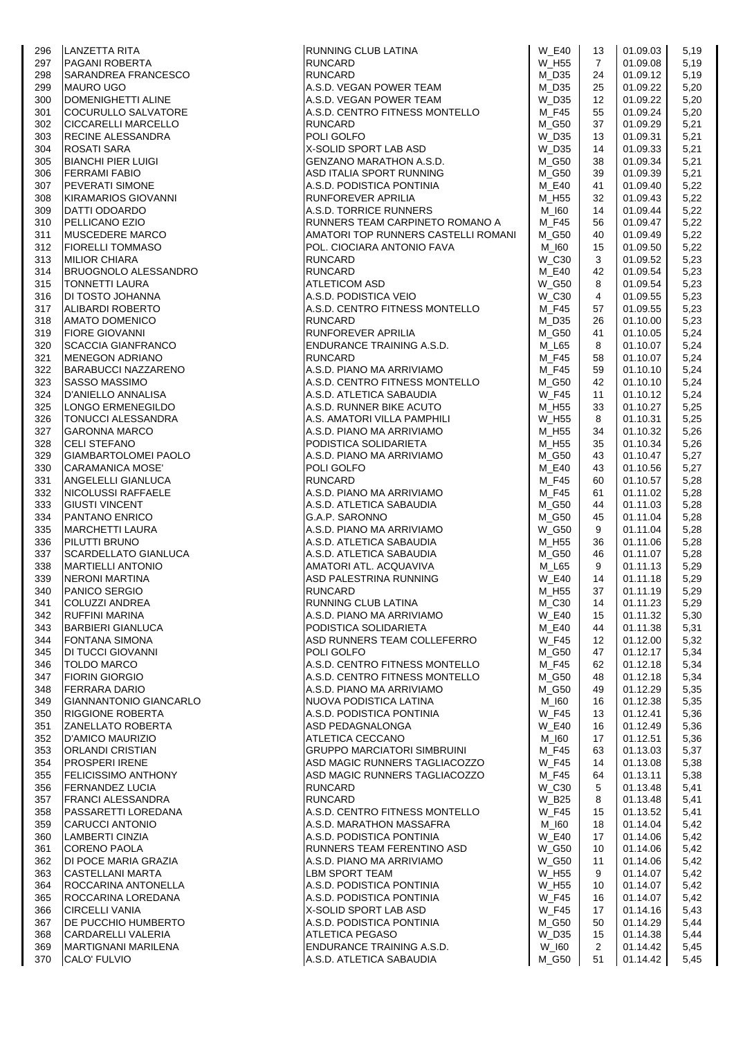| | | | | | | |
|---|---|---|---|---|---|---|
| 296 | LANZETTA RITA | RUNNING CLUB LATINA | W_E40 | 13 | 01.09.03 | 5,19 |
| 297 | PAGANI ROBERTA | RUNCARD | W_H55 | 7 | 01.09.08 | 5,19 |
| 298 | SARANDREA FRANCESCO | RUNCARD | M_D35 | 24 | 01.09.12 | 5,19 |
| 299 | MAURO UGO | A.S.D. VEGAN POWER TEAM | M_D35 | 25 | 01.09.22 | 5,20 |
| 300 | DOMENIGHETTI ALINE | A.S.D. VEGAN POWER TEAM | W_D35 | 12 | 01.09.22 | 5,20 |
| 301 | COCURULLO SALVATORE | A.S.D. CENTRO FITNESS MONTELLO | M_F45 | 55 | 01.09.24 | 5,20 |
| 302 | CICCARELLI MARCELLO | RUNCARD | M_G50 | 37 | 01.09.29 | 5,21 |
| 303 | RECINE ALESSANDRA | POLI GOLFO | W_D35 | 13 | 01.09.31 | 5,21 |
| 304 | ROSATI SARA | X-SOLID SPORT LAB ASD | W_D35 | 14 | 01.09.33 | 5,21 |
| 305 | BIANCHI PIER LUIGI | GENZANO MARATHON A.S.D. | M_G50 | 38 | 01.09.34 | 5,21 |
| 306 | FERRAMI FABIO | ASD ITALIA SPORT RUNNING | M_G50 | 39 | 01.09.39 | 5,21 |
| 307 | PEVERATI SIMONE | A.S.D. PODISTICA PONTINIA | M_E40 | 41 | 01.09.40 | 5,22 |
| 308 | KIRAMARIOS GIOVANNI | RUNFOREVER APRILIA | M_H55 | 32 | 01.09.43 | 5,22 |
| 309 | DATTI ODOARDO | A.S.D. TORRICE RUNNERS | M_I60 | 14 | 01.09.44 | 5,22 |
| 310 | PELLICANO EZIO | RUNNERS TEAM CARPINETO ROMANO A | M_F45 | 56 | 01.09.47 | 5,22 |
| 311 | MUSCEDERE MARCO | AMATORI TOP RUNNERS CASTELLI ROMANI | M_G50 | 40 | 01.09.49 | 5,22 |
| 312 | FIORELLI TOMMASO | POL. CIOCIARA ANTONIO FAVA | M_I60 | 15 | 01.09.50 | 5,22 |
| 313 | MILIOR CHIARA | RUNCARD | W_C30 | 3 | 01.09.52 | 5,23 |
| 314 | BRUOGNOLO ALESSANDRO | RUNCARD | M_E40 | 42 | 01.09.54 | 5,23 |
| 315 | TONNETTI LAURA | ATLETICOM ASD | W_G50 | 8 | 01.09.54 | 5,23 |
| 316 | DI TOSTO JOHANNA | A.S.D. PODISTICA VEIO | W_C30 | 4 | 01.09.55 | 5,23 |
| 317 | ALIBARDI ROBERTO | A.S.D. CENTRO FITNESS MONTELLO | M_F45 | 57 | 01.09.55 | 5,23 |
| 318 | AMATO DOMENICO | RUNCARD | M_D35 | 26 | 01.10.00 | 5,23 |
| 319 | FIORE GIOVANNI | RUNFOREVER APRILIA | M_G50 | 41 | 01.10.05 | 5,24 |
| 320 | SCACCIA GIANFRANCO | ENDURANCE TRAINING A.S.D. | M_L65 | 8 | 01.10.07 | 5,24 |
| 321 | MENEGON ADRIANO | RUNCARD | M_F45 | 58 | 01.10.07 | 5,24 |
| 322 | BARABUCCI NAZZARENO | A.S.D. PIANO MA ARRIVIAMO | M_F45 | 59 | 01.10.10 | 5,24 |
| 323 | SASSO MASSIMO | A.S.D. CENTRO FITNESS MONTELLO | M_G50 | 42 | 01.10.10 | 5,24 |
| 324 | D'ANIELLO ANNALISA | A.S.D. ATLETICA SABAUDIA | W_F45 | 11 | 01.10.12 | 5,24 |
| 325 | LONGO ERMENEGILDO | A.S.D. RUNNER BIKE ACUTO | M_H55 | 33 | 01.10.27 | 5,25 |
| 326 | TONUCCI ALESSANDRA | A.S. AMATORI VILLA PAMPHILI | W_H55 | 8 | 01.10.31 | 5,25 |
| 327 | GARONNA MARCO | A.S.D. PIANO MA ARRIVIAMO | M_H55 | 34 | 01.10.32 | 5,26 |
| 328 | CELI STEFANO | PODISTICA SOLIDARIETA | M_H55 | 35 | 01.10.34 | 5,26 |
| 329 | GIAMBARTOLOMEI PAOLO | A.S.D. PIANO MA ARRIVIAMO | M_G50 | 43 | 01.10.47 | 5,27 |
| 330 | CARAMANICA MOSE' | POLI GOLFO | M_E40 | 43 | 01.10.56 | 5,27 |
| 331 | ANGELELLI GIANLUCA | RUNCARD | M_F45 | 60 | 01.10.57 | 5,28 |
| 332 | NICOLUSSI RAFFAELE | A.S.D. PIANO MA ARRIVIAMO | M_F45 | 61 | 01.11.02 | 5,28 |
| 333 | GIUSTI VINCENT | A.S.D. ATLETICA SABAUDIA | M_G50 | 44 | 01.11.03 | 5,28 |
| 334 | PANTANO ENRICO | G.A.P. SARONNO | M_G50 | 45 | 01.11.04 | 5,28 |
| 335 | MARCHETTI LAURA | A.S.D. PIANO MA ARRIVIAMO | W_G50 | 9 | 01.11.04 | 5,28 |
| 336 | PILUTTI BRUNO | A.S.D. ATLETICA SABAUDIA | M_H55 | 36 | 01.11.06 | 5,28 |
| 337 | SCARDELLATO GIANLUCA | A.S.D. ATLETICA SABAUDIA | M_G50 | 46 | 01.11.07 | 5,28 |
| 338 | MARTIELLI ANTONIO | AMATORI ATL. ACQUAVIVA | M_L65 | 9 | 01.11.13 | 5,29 |
| 339 | NERONI MARTINA | ASD PALESTRINA RUNNING | W_E40 | 14 | 01.11.18 | 5,29 |
| 340 | PANICO SERGIO | RUNCARD | M_H55 | 37 | 01.11.19 | 5,29 |
| 341 | COLUZZI ANDREA | RUNNING CLUB LATINA | M_C30 | 14 | 01.11.23 | 5,29 |
| 342 | RUFFINI MARINA | A.S.D. PIANO MA ARRIVIAMO | W_E40 | 15 | 01.11.32 | 5,30 |
| 343 | BARBIERI GIANLUCA | PODISTICA SOLIDARIETA | M_E40 | 44 | 01.11.38 | 5,31 |
| 344 | FONTANA SIMONA | ASD RUNNERS TEAM COLLEFERRO | W_F45 | 12 | 01.12.00 | 5,32 |
| 345 | DI TUCCI GIOVANNI | POLI GOLFO | M_G50 | 47 | 01.12.17 | 5,34 |
| 346 | TOLDO MARCO | A.S.D. CENTRO FITNESS MONTELLO | M_F45 | 62 | 01.12.18 | 5,34 |
| 347 | FIORIN GIORGIO | A.S.D. CENTRO FITNESS MONTELLO | M_G50 | 48 | 01.12.18 | 5,34 |
| 348 | FERRARA DARIO | A.S.D. PIANO MA ARRIVIAMO | M_G50 | 49 | 01.12.29 | 5,35 |
| 349 | GIANNANTONIO GIANCARLO | NUOVA PODISTICA LATINA | M_I60 | 16 | 01.12.38 | 5,35 |
| 350 | RIGGIONE ROBERTA | A.S.D. PODISTICA PONTINIA | W_F45 | 13 | 01.12.41 | 5,36 |
| 351 | ZANELLATO ROBERTA | ASD PEDAGNALONGA | W_E40 | 16 | 01.12.49 | 5,36 |
| 352 | D'AMICO MAURIZIO | ATLETICA CECCANO | M_I60 | 17 | 01.12.51 | 5,36 |
| 353 | ORLANDI CRISTIAN | GRUPPO MARCIATORI SIMBRUINI | M_F45 | 63 | 01.13.03 | 5,37 |
| 354 | PROSPERI IRENE | ASD MAGIC RUNNERS TAGLIACOZZO | W_F45 | 14 | 01.13.08 | 5,38 |
| 355 | FELICISSIMO ANTHONY | ASD MAGIC RUNNERS TAGLIACOZZO | M_F45 | 64 | 01.13.11 | 5,38 |
| 356 | FERNANDEZ LUCIA | RUNCARD | W_C30 | 5 | 01.13.48 | 5,41 |
| 357 | FRANCI ALESSANDRA | RUNCARD | W_B25 | 8 | 01.13.48 | 5,41 |
| 358 | PASSARETTI LOREDANA | A.S.D. CENTRO FITNESS MONTELLO | W_F45 | 15 | 01.13.52 | 5,41 |
| 359 | CARUCCI ANTONIO | A.S.D. MARATHON MASSAFRA | M_I60 | 18 | 01.14.04 | 5,42 |
| 360 | LAMBERTI CINZIA | A.S.D. PODISTICA PONTINIA | W_E40 | 17 | 01.14.06 | 5,42 |
| 361 | CORENO PAOLA | RUNNERS TEAM FERENTINO ASD | W_G50 | 10 | 01.14.06 | 5,42 |
| 362 | DI POCE MARIA GRAZIA | A.S.D. PIANO MA ARRIVIAMO | W_G50 | 11 | 01.14.06 | 5,42 |
| 363 | CASTELLANI MARTA | LBM SPORT TEAM | W_H55 | 9 | 01.14.07 | 5,42 |
| 364 | ROCCARINA ANTONELLA | A.S.D. PODISTICA PONTINIA | W_H55 | 10 | 01.14.07 | 5,42 |
| 365 | ROCCARINA LOREDANA | A.S.D. PODISTICA PONTINIA | W_F45 | 16 | 01.14.07 | 5,42 |
| 366 | CIRCELLI VANIA | X-SOLID SPORT LAB ASD | W_F45 | 17 | 01.14.16 | 5,43 |
| 367 | DE PUCCHIO HUMBERTO | A.S.D. PODISTICA PONTINIA | M_G50 | 50 | 01.14.29 | 5,44 |
| 368 | CARDARELLI VALERIA | ATLETICA PEGASO | W_D35 | 15 | 01.14.38 | 5,44 |
| 369 | MARTIGNANI MARILENA | ENDURANCE TRAINING A.S.D. | W_I60 | 2 | 01.14.42 | 5,45 |
| 370 | CALO' FULVIO | A.S.D. ATLETICA SABAUDIA | M_G50 | 51 | 01.14.42 | 5,45 |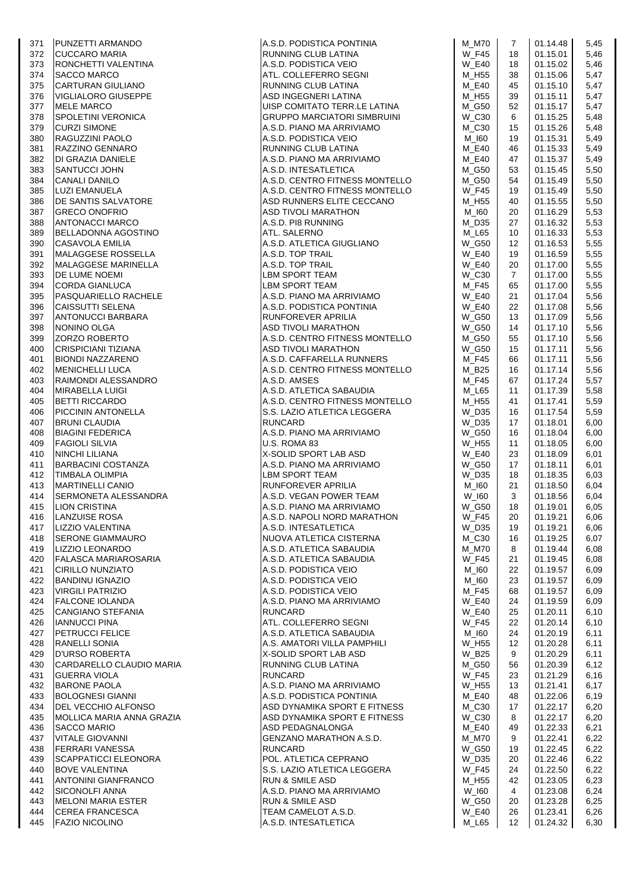| | | | | | | |
|---|---|---|---|---|---|---|
| 371 | PUNZETTI ARMANDO | A.S.D. PODISTICA PONTINIA | M_M70 | 7 | 01.14.48 | 5,45 |
| 372 | CUCCARO MARIA | RUNNING CLUB LATINA | W_F45 | 18 | 01.15.01 | 5,46 |
| 373 | RONCHETTI VALENTINA | A.S.D. PODISTICA VEIO | W_E40 | 18 | 01.15.02 | 5,46 |
| 374 | SACCO MARCO | ATL. COLLEFERRO SEGNI | M_H55 | 38 | 01.15.06 | 5,47 |
| 375 | CARTURAN GIULIANO | RUNNING CLUB LATINA | M_E40 | 45 | 01.15.10 | 5,47 |
| 376 | VIGLIALORO GIUSEPPE | ASD INGEGNERI LATINA | M_H55 | 39 | 01.15.11 | 5,47 |
| 377 | MELE MARCO | UISP COMITATO TERR.LE LATINA | M_G50 | 52 | 01.15.17 | 5,47 |
| 378 | SPOLETINI VERONICA | GRUPPO MARCIATORI SIMBRUINI | W_C30 | 6 | 01.15.25 | 5,48 |
| 379 | CURZI SIMONE | A.S.D. PIANO MA ARRIVIAMO | M_C30 | 15 | 01.15.26 | 5,48 |
| 380 | RAGUZZINI PAOLO | A.S.D. PODISTICA VEIO | M_I60 | 19 | 01.15.31 | 5,49 |
| 381 | RAZZINO GENNARO | RUNNING CLUB LATINA | M_E40 | 46 | 01.15.33 | 5,49 |
| 382 | DI GRAZIA DANIELE | A.S.D. PIANO MA ARRIVIAMO | M_E40 | 47 | 01.15.37 | 5,49 |
| 383 | SANTUCCI JOHN | A.S.D. INTESATLETICA | M_G50 | 53 | 01.15.45 | 5,50 |
| 384 | CANALI DANILO | A.S.D. CENTRO FITNESS MONTELLO | M_G50 | 54 | 01.15.49 | 5,50 |
| 385 | LUZI EMANUELA | A.S.D. CENTRO FITNESS MONTELLO | W_F45 | 19 | 01.15.49 | 5,50 |
| 386 | DE SANTIS SALVATORE | ASD RUNNERS ELITE CECCANO | M_H55 | 40 | 01.15.55 | 5,50 |
| 387 | GRECO ONOFRIO | ASD TIVOLI MARATHON | M_I60 | 20 | 01.16.29 | 5,53 |
| 388 | ANTONACCI MARCO | A.S.D. PI8 RUNNING | M_D35 | 27 | 01.16.32 | 5,53 |
| 389 | BELLADONNA AGOSTINO | ATL. SALERNO | M_L65 | 10 | 01.16.33 | 5,53 |
| 390 | CASAVOLA EMILIA | A.S.D. ATLETICA GIUGLIANO | W_G50 | 12 | 01.16.53 | 5,55 |
| 391 | MALAGGESE ROSSELLA | A.S.D. TOP TRAIL | W_E40 | 19 | 01.16.59 | 5,55 |
| 392 | MALAGGESE MARINELLA | A.S.D. TOP TRAIL | W_E40 | 20 | 01.17.00 | 5,55 |
| 393 | DE LUME NOEMI | LBM SPORT TEAM | W_C30 | 7 | 01.17.00 | 5,55 |
| 394 | CORDA GIANLUCA | LBM SPORT TEAM | M_F45 | 65 | 01.17.00 | 5,55 |
| 395 | PASQUARIELLO RACHELE | A.S.D. PIANO MA ARRIVIAMO | W_E40 | 21 | 01.17.04 | 5,56 |
| 396 | CAISSUTTI SELENA | A.S.D. PODISTICA PONTINIA | W_E40 | 22 | 01.17.08 | 5,56 |
| 397 | ANTONUCCI BARBARA | RUNFOREVER APRILIA | W_G50 | 13 | 01.17.09 | 5,56 |
| 398 | NONINO OLGA | ASD TIVOLI MARATHON | W_G50 | 14 | 01.17.10 | 5,56 |
| 399 | ZORZO ROBERTO | A.S.D. CENTRO FITNESS MONTELLO | M_G50 | 55 | 01.17.10 | 5,56 |
| 400 | CRISPICIANI TIZIANA | ASD TIVOLI MARATHON | W_G50 | 15 | 01.17.11 | 5,56 |
| 401 | BIONDI NAZZARENO | A.S.D. CAFFARELLA RUNNERS | M_F45 | 66 | 01.17.11 | 5,56 |
| 402 | MENICHELLI LUCA | A.S.D. CENTRO FITNESS MONTELLO | M_B25 | 16 | 01.17.14 | 5,56 |
| 403 | RAIMONDI ALESSANDRO | A.S.D. AMSES | M_F45 | 67 | 01.17.24 | 5,57 |
| 404 | MIRABELLA LUIGI | A.S.D. ATLETICA SABAUDIA | M_L65 | 11 | 01.17.39 | 5,58 |
| 405 | BETTI RICCARDO | A.S.D. CENTRO FITNESS MONTELLO | M_H55 | 41 | 01.17.41 | 5,59 |
| 406 | PICCININ ANTONELLA | S.S. LAZIO ATLETICA LEGGERA | W_D35 | 16 | 01.17.54 | 5,59 |
| 407 | BRUNI CLAUDIA | RUNCARD | W_D35 | 17 | 01.18.01 | 6,00 |
| 408 | BIAGINI FEDERICA | A.S.D. PIANO MA ARRIVIAMO | W_G50 | 16 | 01.18.04 | 6,00 |
| 409 | FAGIOLI SILVIA | U.S. ROMA 83 | W_H55 | 11 | 01.18.05 | 6,00 |
| 410 | NINCHI LILIANA | X-SOLID SPORT LAB ASD | W_E40 | 23 | 01.18.09 | 6,01 |
| 411 | BARBACINI COSTANZA | A.S.D. PIANO MA ARRIVIAMO | W_G50 | 17 | 01.18.11 | 6,01 |
| 412 | TIMBALA OLIMPIA | LBM SPORT TEAM | W_D35 | 18 | 01.18.35 | 6,03 |
| 413 | MARTINELLI CANIO | RUNFOREVER APRILIA | M_I60 | 21 | 01.18.50 | 6,04 |
| 414 | SERMONETA ALESSANDRA | A.S.D. VEGAN POWER TEAM | W_I60 | 3 | 01.18.56 | 6,04 |
| 415 | LION CRISTINA | A.S.D. PIANO MA ARRIVIAMO | W_G50 | 18 | 01.19.01 | 6,05 |
| 416 | LANZUISE ROSA | A.S.D. NAPOLI NORD MARATHON | W_F45 | 20 | 01.19.21 | 6,06 |
| 417 | LIZZIO VALENTINA | A.S.D. INTESATLETICA | W_D35 | 19 | 01.19.21 | 6,06 |
| 418 | SERONE GIAMMAURO | NUOVA ATLETICA CISTERNA | M_C30 | 16 | 01.19.25 | 6,07 |
| 419 | LIZZIO LEONARDO | A.S.D. ATLETICA SABAUDIA | M_M70 | 8 | 01.19.44 | 6,08 |
| 420 | FALASCA MARIAROSARIA | A.S.D. ATLETICA SABAUDIA | W_F45 | 21 | 01.19.45 | 6,08 |
| 421 | CIRILLO NUNZIATO | A.S.D. PODISTICA VEIO | M_I60 | 22 | 01.19.57 | 6,09 |
| 422 | BANDINU IGNAZIO | A.S.D. PODISTICA VEIO | M_I60 | 23 | 01.19.57 | 6,09 |
| 423 | VIRGILI PATRIZIO | A.S.D. PODISTICA VEIO | M_F45 | 68 | 01.19.57 | 6,09 |
| 424 | FALCONE IOLANDA | A.S.D. PIANO MA ARRIVIAMO | W_E40 | 24 | 01.19.59 | 6,09 |
| 425 | CANGIANO STEFANIA | RUNCARD | W_E40 | 25 | 01.20.11 | 6,10 |
| 426 | IANNUCCI PINA | ATL. COLLEFERRO SEGNI | W_F45 | 22 | 01.20.14 | 6,10 |
| 427 | PETRUCCI FELICE | A.S.D. ATLETICA SABAUDIA | M_I60 | 24 | 01.20.19 | 6,11 |
| 428 | RANELLI SONIA | A.S. AMATORI VILLA PAMPHILI | W_H55 | 12 | 01.20.28 | 6,11 |
| 429 | D'URSO ROBERTA | X-SOLID SPORT LAB ASD | W_B25 | 9 | 01.20.29 | 6,11 |
| 430 | CARDARELLO CLAUDIO MARIA | RUNNING CLUB LATINA | M_G50 | 56 | 01.20.39 | 6,12 |
| 431 | GUERRA VIOLA | RUNCARD | W_F45 | 23 | 01.21.29 | 6,16 |
| 432 | BARONE PAOLA | A.S.D. PIANO MA ARRIVIAMO | W_H55 | 13 | 01.21.41 | 6,17 |
| 433 | BOLOGNESI GIANNI | A.S.D. PODISTICA PONTINIA | M_E40 | 48 | 01.22.06 | 6,19 |
| 434 | DEL VECCHIO ALFONSO | ASD DYNAMIKA SPORT E FITNESS | M_C30 | 17 | 01.22.17 | 6,20 |
| 435 | MOLLICA MARIA ANNA GRAZIA | ASD DYNAMIKA SPORT E FITNESS | W_C30 | 8 | 01.22.17 | 6,20 |
| 436 | SACCO MARIO | ASD PEDAGNALONGA | M_E40 | 49 | 01.22.33 | 6,21 |
| 437 | VITALE GIOVANNI | GENZANO MARATHON A.S.D. | M_M70 | 9 | 01.22.41 | 6,22 |
| 438 | FERRARI VANESSA | RUNCARD | W_G50 | 19 | 01.22.45 | 6,22 |
| 439 | SCAPPATICCI ELEONORA | POL. ATLETICA CEPRANO | W_D35 | 20 | 01.22.46 | 6,22 |
| 440 | BOVE VALENTINA | S.S. LAZIO ATLETICA LEGGERA | W_F45 | 24 | 01.22.50 | 6,22 |
| 441 | ANTONINI GIANFRANCO | RUN & SMILE ASD | M_H55 | 42 | 01.23.05 | 6,23 |
| 442 | SICONOLFI ANNA | A.S.D. PIANO MA ARRIVIAMO | W_I60 | 4 | 01.23.08 | 6,24 |
| 443 | MELONI MARIA ESTER | RUN & SMILE ASD | W_G50 | 20 | 01.23.28 | 6,25 |
| 444 | CEREA FRANCESCA | TEAM CAMELOT A.S.D. | W_E40 | 26 | 01.23.41 | 6,26 |
| 445 | FAZIO NICOLINO | A.S.D. INTESATLETICA | M_L65 | 12 | 01.24.32 | 6,30 |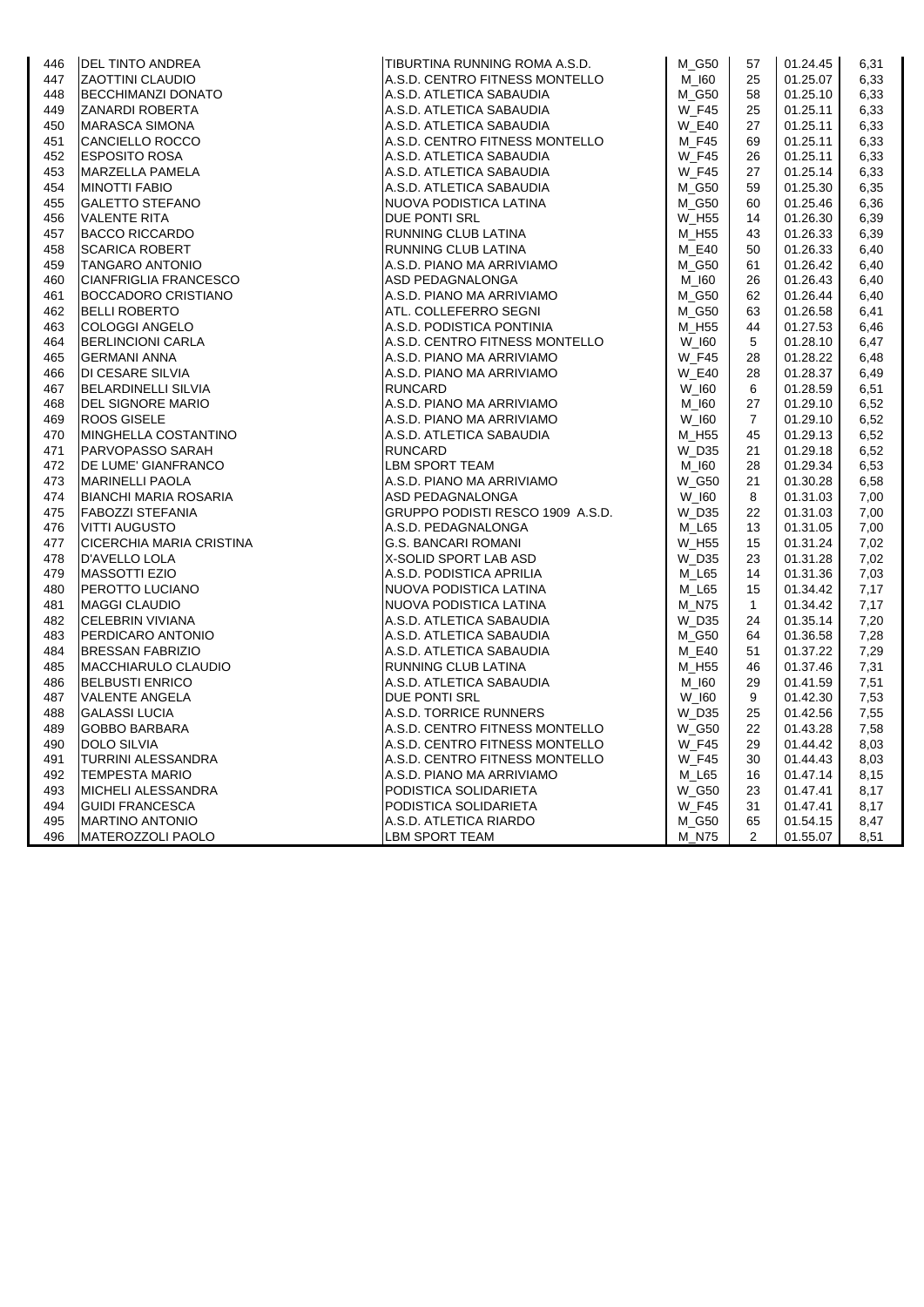| | | | | | | |
|---|---|---|---|---|---|---|
| 446 | DEL TINTO ANDREA | TIBURTINA RUNNING ROMA A.S.D. | M_G50 | 57 | 01.24.45 | 6,31 |
| 447 | ZAOTTINI CLAUDIO | A.S.D. CENTRO FITNESS MONTELLO | M_I60 | 25 | 01.25.07 | 6,33 |
| 448 | BECCHIMANZI DONATO | A.S.D. ATLETICA SABAUDIA | M_G50 | 58 | 01.25.10 | 6,33 |
| 449 | ZANARDI ROBERTA | A.S.D. ATLETICA SABAUDIA | W_F45 | 25 | 01.25.11 | 6,33 |
| 450 | MARASCA SIMONA | A.S.D. ATLETICA SABAUDIA | W_E40 | 27 | 01.25.11 | 6,33 |
| 451 | CANCIELLO ROCCO | A.S.D. CENTRO FITNESS MONTELLO | M_F45 | 69 | 01.25.11 | 6,33 |
| 452 | ESPOSITO ROSA | A.S.D. ATLETICA SABAUDIA | W_F45 | 26 | 01.25.11 | 6,33 |
| 453 | MARZELLA PAMELA | A.S.D. ATLETICA SABAUDIA | W_F45 | 27 | 01.25.14 | 6,33 |
| 454 | MINOTTI FABIO | A.S.D. ATLETICA SABAUDIA | M_G50 | 59 | 01.25.30 | 6,35 |
| 455 | GALETTO STEFANO | NUOVA PODISTICA LATINA | M_G50 | 60 | 01.25.46 | 6,36 |
| 456 | VALENTE RITA | DUE PONTI SRL | W_H55 | 14 | 01.26.30 | 6,39 |
| 457 | BACCO RICCARDO | RUNNING CLUB LATINA | M_H55 | 43 | 01.26.33 | 6,39 |
| 458 | SCARICA ROBERT | RUNNING CLUB LATINA | M_E40 | 50 | 01.26.33 | 6,40 |
| 459 | TANGARO ANTONIO | A.S.D. PIANO MA ARRIVIAMO | M_G50 | 61 | 01.26.42 | 6,40 |
| 460 | CIANFRIGLIA FRANCESCO | ASD PEDAGNALONGA | M_I60 | 26 | 01.26.43 | 6,40 |
| 461 | BOCCADORO CRISTIANO | A.S.D. PIANO MA ARRIVIAMO | M_G50 | 62 | 01.26.44 | 6,40 |
| 462 | BELLI ROBERTO | ATL. COLLEFERRO SEGNI | M_G50 | 63 | 01.26.58 | 6,41 |
| 463 | COLOGGI ANGELO | A.S.D. PODISTICA PONTINIA | M_H55 | 44 | 01.27.53 | 6,46 |
| 464 | BERLINCIONI CARLA | A.S.D. CENTRO FITNESS MONTELLO | W_I60 | 5 | 01.28.10 | 6,47 |
| 465 | GERMANI ANNA | A.S.D. PIANO MA ARRIVIAMO | W_F45 | 28 | 01.28.22 | 6,48 |
| 466 | DI CESARE SILVIA | A.S.D. PIANO MA ARRIVIAMO | W_E40 | 28 | 01.28.37 | 6,49 |
| 467 | BELARDINELLI SILVIA | RUNCARD | W_I60 | 6 | 01.28.59 | 6,51 |
| 468 | DEL SIGNORE MARIO | A.S.D. PIANO MA ARRIVIAMO | M_I60 | 27 | 01.29.10 | 6,52 |
| 469 | ROOS GISELE | A.S.D. PIANO MA ARRIVIAMO | W_I60 | 7 | 01.29.10 | 6,52 |
| 470 | MINGHELLA COSTANTINO | A.S.D. ATLETICA SABAUDIA | M_H55 | 45 | 01.29.13 | 6,52 |
| 471 | PARVOPASSO SARAH | RUNCARD | W_D35 | 21 | 01.29.18 | 6,52 |
| 472 | DE LUME' GIANFRANCO | LBM SPORT TEAM | M_I60 | 28 | 01.29.34 | 6,53 |
| 473 | MARINELLI PAOLA | A.S.D. PIANO MA ARRIVIAMO | W_G50 | 21 | 01.30.28 | 6,58 |
| 474 | BIANCHI MARIA ROSARIA | ASD PEDAGNALONGA | W_I60 | 8 | 01.31.03 | 7,00 |
| 475 | FABOZZI STEFANIA | GRUPPO PODISTI RESCO 1909 A.S.D. | W_D35 | 22 | 01.31.03 | 7,00 |
| 476 | VITTI AUGUSTO | A.S.D. PEDAGNALONGA | M_L65 | 13 | 01.31.05 | 7,00 |
| 477 | CICERCHIA MARIA CRISTINA | G.S. BANCARI ROMANI | W_H55 | 15 | 01.31.24 | 7,02 |
| 478 | D'AVELLO LOLA | X-SOLID SPORT LAB ASD | W_D35 | 23 | 01.31.28 | 7,02 |
| 479 | MASSOTTI EZIO | A.S.D. PODISTICA APRILIA | M_L65 | 14 | 01.31.36 | 7,03 |
| 480 | PEROTTO LUCIANO | NUOVA PODISTICA LATINA | M_L65 | 15 | 01.34.42 | 7,17 |
| 481 | MAGGI CLAUDIO | NUOVA PODISTICA LATINA | M_N75 | 1 | 01.34.42 | 7,17 |
| 482 | CELEBRIN VIVIANA | A.S.D. ATLETICA SABAUDIA | W_D35 | 24 | 01.35.14 | 7,20 |
| 483 | PERDICARO ANTONIO | A.S.D. ATLETICA SABAUDIA | M_G50 | 64 | 01.36.58 | 7,28 |
| 484 | BRESSAN FABRIZIO | A.S.D. ATLETICA SABAUDIA | M_E40 | 51 | 01.37.22 | 7,29 |
| 485 | MACCHIARULO CLAUDIO | RUNNING CLUB LATINA | M_H55 | 46 | 01.37.46 | 7,31 |
| 486 | BELBUSTI ENRICO | A.S.D. ATLETICA SABAUDIA | M_I60 | 29 | 01.41.59 | 7,51 |
| 487 | VALENTE ANGELA | DUE PONTI SRL | W_I60 | 9 | 01.42.30 | 7,53 |
| 488 | GALASSI LUCIA | A.S.D. TORRICE RUNNERS | W_D35 | 25 | 01.42.56 | 7,55 |
| 489 | GOBBO BARBARA | A.S.D. CENTRO FITNESS MONTELLO | W_G50 | 22 | 01.43.28 | 7,58 |
| 490 | DOLO SILVIA | A.S.D. CENTRO FITNESS MONTELLO | W_F45 | 29 | 01.44.42 | 8,03 |
| 491 | TURRINI ALESSANDRA | A.S.D. CENTRO FITNESS MONTELLO | W_F45 | 30 | 01.44.43 | 8,03 |
| 492 | TEMPESTA MARIO | A.S.D. PIANO MA ARRIVIAMO | M_L65 | 16 | 01.47.14 | 8,15 |
| 493 | MICHELI ALESSANDRA | PODISTICA SOLIDARIETA | W_G50 | 23 | 01.47.41 | 8,17 |
| 494 | GUIDI FRANCESCA | PODISTICA SOLIDARIETA | W_F45 | 31 | 01.47.41 | 8,17 |
| 495 | MARTINO ANTONIO | A.S.D. ATLETICA RIARDO | M_G50 | 65 | 01.54.15 | 8,47 |
| 496 | MATEROZZOLI PAOLO | LBM SPORT TEAM | M_N75 | 2 | 01.55.07 | 8,51 |